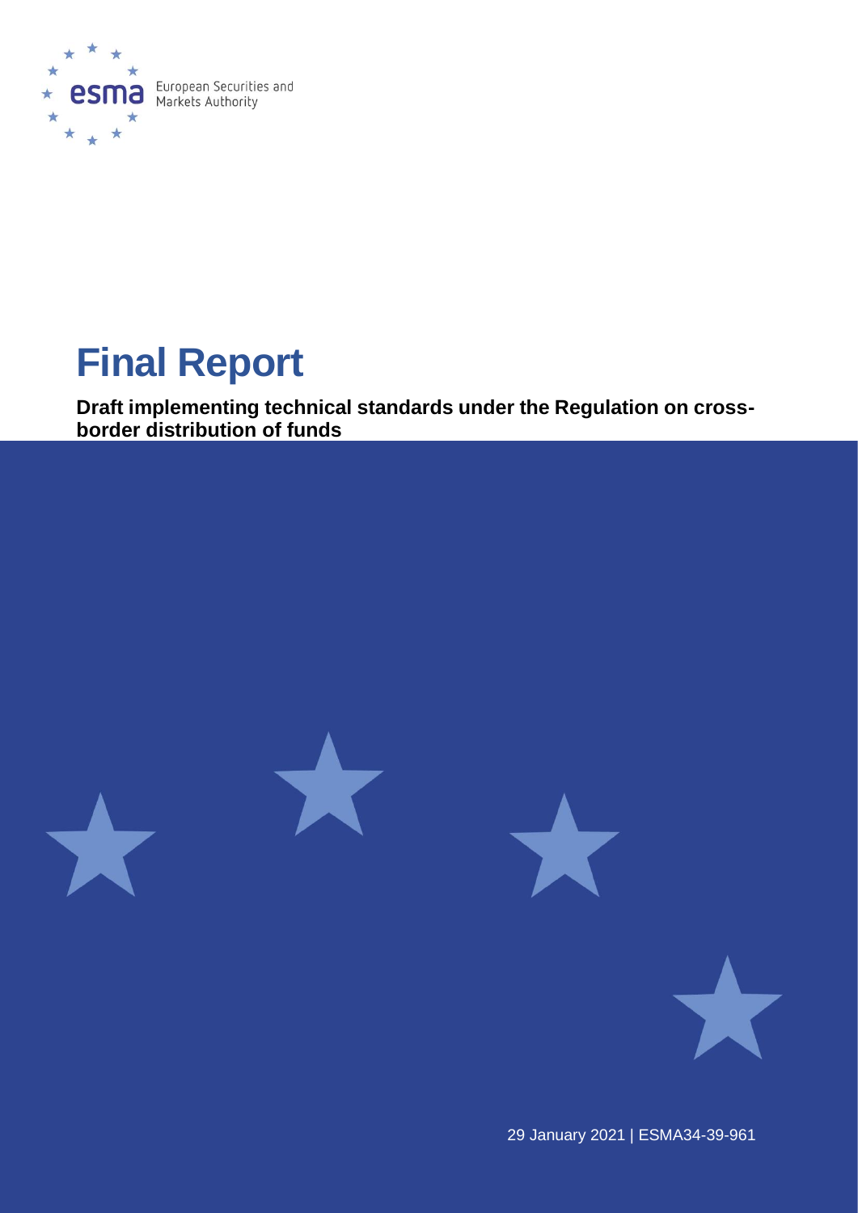esma European Securities and Markets Authority

# Final Report

**Draft implementing technical standards under the Regulation on cross-border distribution of funds**

29 January 2021 | ESMA34-39-961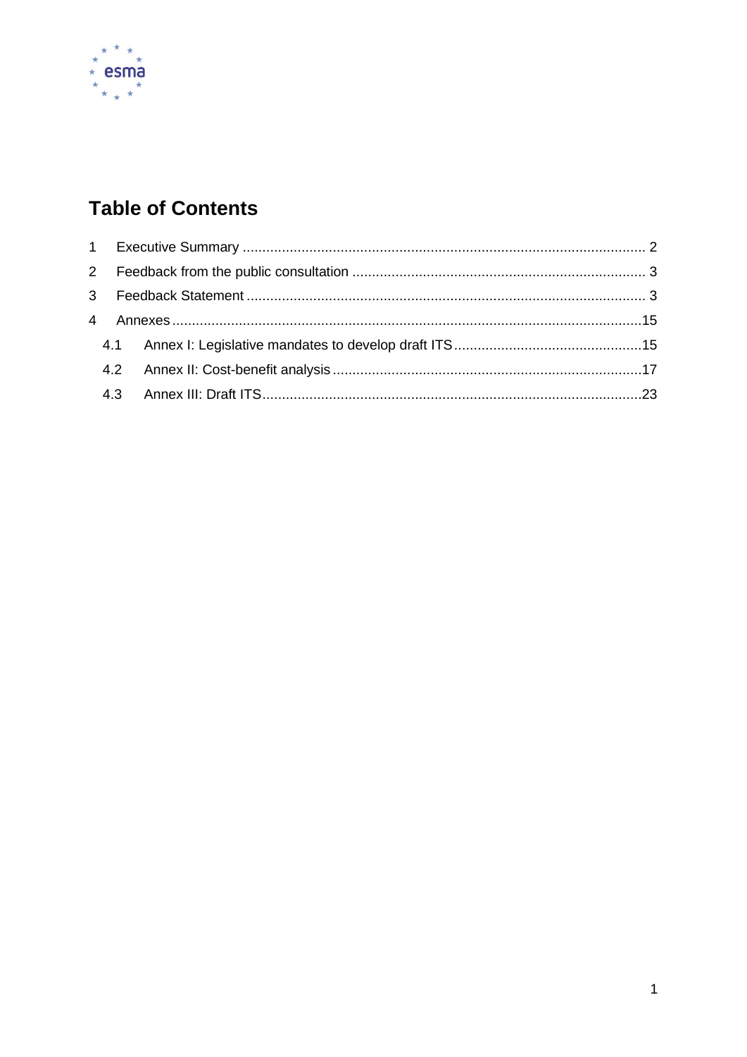# Table of Contents

1 Executive Summary ..................................................................................................... 2

2 Feedback from the public consultation .......................................................................... 3

3 Feedback Statement .................................................................................................... 3

4 Annexes .......................................................................................................................15

4.1 Annex I: Legislative mandates to develop draft ITS ................................................15

4.2 Annex II: Cost-benefit analysis ...............................................................................17

4.3 Annex III: Draft ITS.................................................................................................23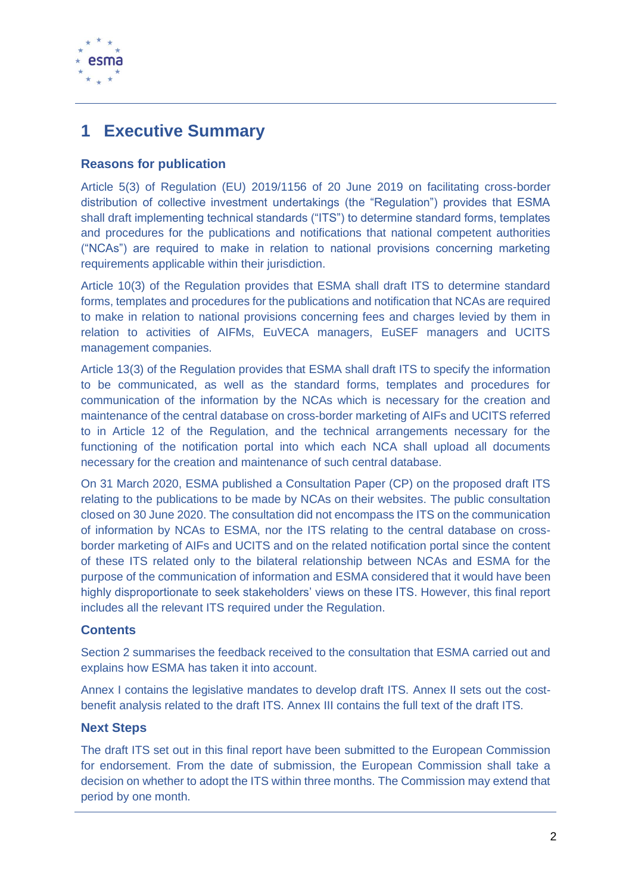# 1 Executive Summary

### Reasons for publication

Article 5(3) of Regulation (EU) 2019/1156 of 20 June 2019 on facilitating cross-border distribution of collective investment undertakings (the "Regulation") provides that ESMA shall draft implementing technical standards ("ITS") to determine standard forms, templates and procedures for the publications and notifications that national competent authorities ("NCAs") are required to make in relation to national provisions concerning marketing requirements applicable within their jurisdiction.

Article 10(3) of the Regulation provides that ESMA shall draft ITS to determine standard forms, templates and procedures for the publications and notification that NCAs are required to make in relation to national provisions concerning fees and charges levied by them in relation to activities of AIFMs, EuVECA managers, EuSEF managers and UCITS management companies.

Article 13(3) of the Regulation provides that ESMA shall draft ITS to specify the information to be communicated, as well as the standard forms, templates and procedures for communication of the information by the NCAs which is necessary for the creation and maintenance of the central database on cross-border marketing of AIFs and UCITS referred to in Article 12 of the Regulation, and the technical arrangements necessary for the functioning of the notification portal into which each NCA shall upload all documents necessary for the creation and maintenance of such central database.

On 31 March 2020, ESMA published a Consultation Paper (CP) on the proposed draft ITS relating to the publications to be made by NCAs on their websites. The public consultation closed on 30 June 2020. The consultation did not encompass the ITS on the communication of information by NCAs to ESMA, nor the ITS relating to the central database on cross-border marketing of AIFs and UCITS and on the related notification portal since the content of these ITS related only to the bilateral relationship between NCAs and ESMA for the purpose of the communication of information and ESMA considered that it would have been highly disproportionate to seek stakeholders' views on these ITS. However, this final report includes all the relevant ITS required under the Regulation.

### Contents

Section 2 summarises the feedback received to the consultation that ESMA carried out and explains how ESMA has taken it into account.

Annex I contains the legislative mandates to develop draft ITS. Annex II sets out the cost-benefit analysis related to the draft ITS. Annex III contains the full text of the draft ITS.

### Next Steps

The draft ITS set out in this final report have been submitted to the European Commission for endorsement. From the date of submission, the European Commission shall take a decision on whether to adopt the ITS within three months. The Commission may extend that period by one month.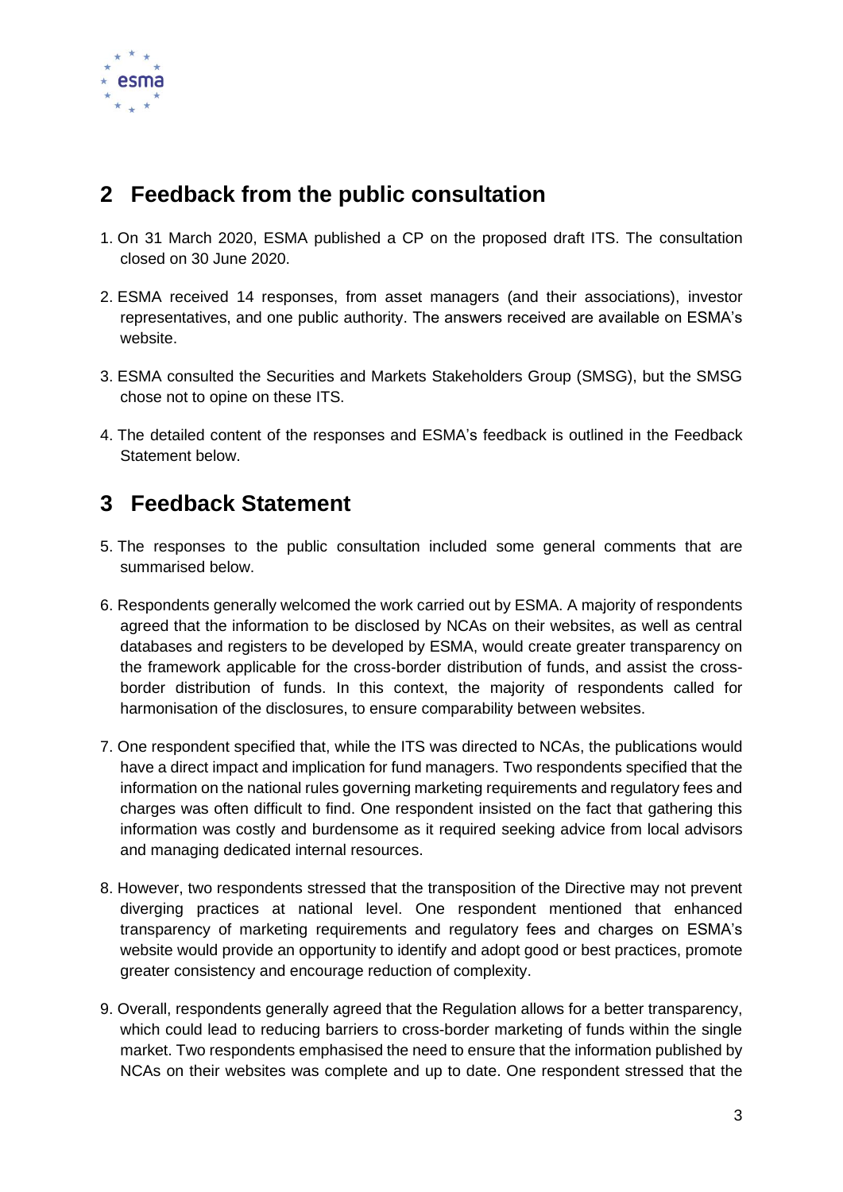## 2 Feedback from the public consultation

1. On 31 March 2020, ESMA published a CP on the proposed draft ITS. The consultation closed on 30 June 2020.

2. ESMA received 14 responses, from asset managers (and their associations), investor representatives, and one public authority. The answers received are available on ESMA's website.

3. ESMA consulted the Securities and Markets Stakeholders Group (SMSG), but the SMSG chose not to opine on these ITS.

4. The detailed content of the responses and ESMA's feedback is outlined in the Feedback Statement below.

## 3 Feedback Statement

5. The responses to the public consultation included some general comments that are summarised below.

6. Respondents generally welcomed the work carried out by ESMA. A majority of respondents agreed that the information to be disclosed by NCAs on their websites, as well as central databases and registers to be developed by ESMA, would create greater transparency on the framework applicable for the cross-border distribution of funds, and assist the cross-border distribution of funds. In this context, the majority of respondents called for harmonisation of the disclosures, to ensure comparability between websites.

7. One respondent specified that, while the ITS was directed to NCAs, the publications would have a direct impact and implication for fund managers. Two respondents specified that the information on the national rules governing marketing requirements and regulatory fees and charges was often difficult to find. One respondent insisted on the fact that gathering this information was costly and burdensome as it required seeking advice from local advisors and managing dedicated internal resources.

8. However, two respondents stressed that the transposition of the Directive may not prevent diverging practices at national level. One respondent mentioned that enhanced transparency of marketing requirements and regulatory fees and charges on ESMA's website would provide an opportunity to identify and adopt good or best practices, promote greater consistency and encourage reduction of complexity.

9. Overall, respondents generally agreed that the Regulation allows for a better transparency, which could lead to reducing barriers to cross-border marketing of funds within the single market. Two respondents emphasised the need to ensure that the information published by NCAs on their websites was complete and up to date. One respondent stressed that the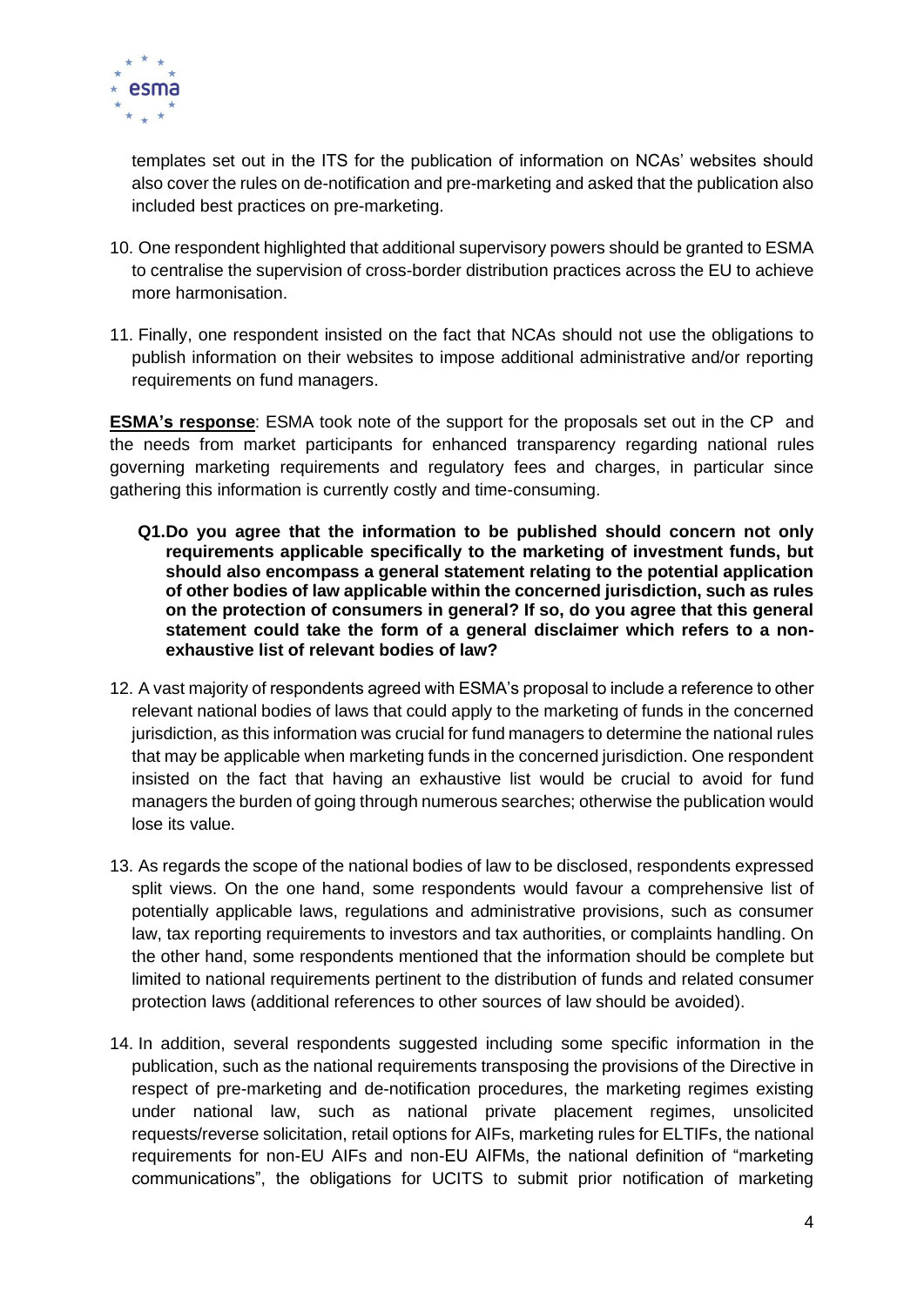templates set out in the ITS for the publication of information on NCAs' websites should also cover the rules on de-notification and pre-marketing and asked that the publication also included best practices on pre-marketing.

10. One respondent highlighted that additional supervisory powers should be granted to ESMA to centralise the supervision of cross-border distribution practices across the EU to achieve more harmonisation.

11. Finally, one respondent insisted on the fact that NCAs should not use the obligations to publish information on their websites to impose additional administrative and/or reporting requirements on fund managers.

**ESMA's response**: ESMA took note of the support for the proposals set out in the CP and the needs from market participants for enhanced transparency regarding national rules governing marketing requirements and regulatory fees and charges, in particular since gathering this information is currently costly and time-consuming.

**Q1. Do you agree that the information to be published should concern not only requirements applicable specifically to the marketing of investment funds, but should also encompass a general statement relating to the potential application of other bodies of law applicable within the concerned jurisdiction, such as rules on the protection of consumers in general? If so, do you agree that this general statement could take the form of a general disclaimer which refers to a non-exhaustive list of relevant bodies of law?**

12. A vast majority of respondents agreed with ESMA's proposal to include a reference to other relevant national bodies of laws that could apply to the marketing of funds in the concerned jurisdiction, as this information was crucial for fund managers to determine the national rules that may be applicable when marketing funds in the concerned jurisdiction. One respondent insisted on the fact that having an exhaustive list would be crucial to avoid for fund managers the burden of going through numerous searches; otherwise the publication would lose its value.

13. As regards the scope of the national bodies of law to be disclosed, respondents expressed split views. On the one hand, some respondents would favour a comprehensive list of potentially applicable laws, regulations and administrative provisions, such as consumer law, tax reporting requirements to investors and tax authorities, or complaints handling. On the other hand, some respondents mentioned that the information should be complete but limited to national requirements pertinent to the distribution of funds and related consumer protection laws (additional references to other sources of law should be avoided).

14. In addition, several respondents suggested including some specific information in the publication, such as the national requirements transposing the provisions of the Directive in respect of pre-marketing and de-notification procedures, the marketing regimes existing under national law, such as national private placement regimes, unsolicited requests/reverse solicitation, retail options for AIFs, marketing rules for ELTIFs, the national requirements for non-EU AIFs and non-EU AIFMs, the national definition of "marketing communications", the obligations for UCITS to submit prior notification of marketing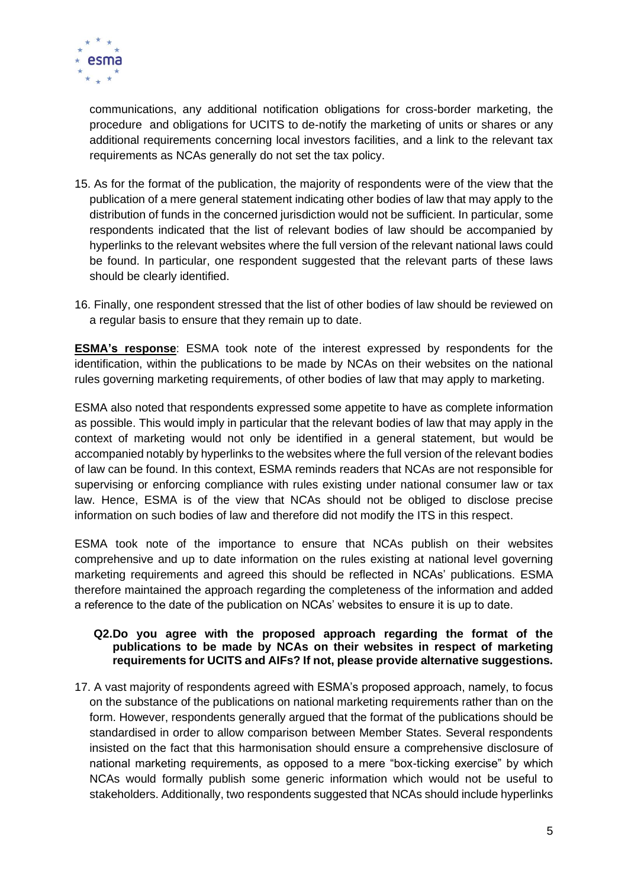communications, any additional notification obligations for cross-border marketing, the procedure and obligations for UCITS to de-notify the marketing of units or shares or any additional requirements concerning local investors facilities, and a link to the relevant tax requirements as NCAs generally do not set the tax policy.

15. As for the format of the publication, the majority of respondents were of the view that the publication of a mere general statement indicating other bodies of law that may apply to the distribution of funds in the concerned jurisdiction would not be sufficient. In particular, some respondents indicated that the list of relevant bodies of law should be accompanied by hyperlinks to the relevant websites where the full version of the relevant national laws could be found. In particular, one respondent suggested that the relevant parts of these laws should be clearly identified.

16. Finally, one respondent stressed that the list of other bodies of law should be reviewed on a regular basis to ensure that they remain up to date.

**ESMA's response**: ESMA took note of the interest expressed by respondents for the identification, within the publications to be made by NCAs on their websites on the national rules governing marketing requirements, of other bodies of law that may apply to marketing.

ESMA also noted that respondents expressed some appetite to have as complete information as possible. This would imply in particular that the relevant bodies of law that may apply in the context of marketing would not only be identified in a general statement, but would be accompanied notably by hyperlinks to the websites where the full version of the relevant bodies of law can be found. In this context, ESMA reminds readers that NCAs are not responsible for supervising or enforcing compliance with rules existing under national consumer law or tax law. Hence, ESMA is of the view that NCAs should not be obliged to disclose precise information on such bodies of law and therefore did not modify the ITS in this respect.

ESMA took note of the importance to ensure that NCAs publish on their websites comprehensive and up to date information on the rules existing at national level governing marketing requirements and agreed this should be reflected in NCAs' publications. ESMA therefore maintained the approach regarding the completeness of the information and added a reference to the date of the publication on NCAs' websites to ensure it is up to date.

**Q2. Do you agree with the proposed approach regarding the format of the publications to be made by NCAs on their websites in respect of marketing requirements for UCITS and AIFs? If not, please provide alternative suggestions.**

17. A vast majority of respondents agreed with ESMA's proposed approach, namely, to focus on the substance of the publications on national marketing requirements rather than on the form. However, respondents generally argued that the format of the publications should be standardised in order to allow comparison between Member States. Several respondents insisted on the fact that this harmonisation should ensure a comprehensive disclosure of national marketing requirements, as opposed to a mere "box-ticking exercise" by which NCAs would formally publish some generic information which would not be useful to stakeholders. Additionally, two respondents suggested that NCAs should include hyperlinks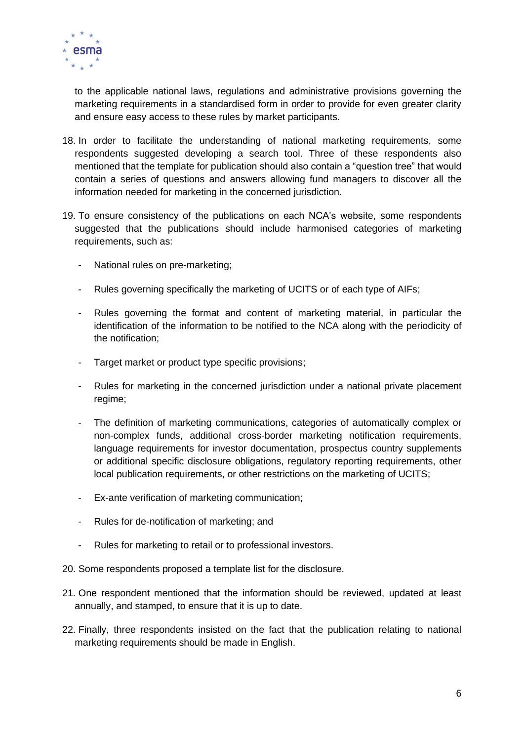to the applicable national laws, regulations and administrative provisions governing the marketing requirements in a standardised form in order to provide for even greater clarity and ensure easy access to these rules by market participants.

18. In order to facilitate the understanding of national marketing requirements, some respondents suggested developing a search tool. Three of these respondents also mentioned that the template for publication should also contain a "question tree" that would contain a series of questions and answers allowing fund managers to discover all the information needed for marketing in the concerned jurisdiction.

19. To ensure consistency of the publications on each NCA's website, some respondents suggested that the publications should include harmonised categories of marketing requirements, such as:

    - National rules on pre-marketing;
    - Rules governing specifically the marketing of UCITS or of each type of AIFs;
    - Rules governing the format and content of marketing material, in particular the identification of the information to be notified to the NCA along with the periodicity of the notification;
    - Target market or product type specific provisions;
    - Rules for marketing in the concerned jurisdiction under a national private placement regime;
    - The definition of marketing communications, categories of automatically complex or non-complex funds, additional cross-border marketing notification requirements, language requirements for investor documentation, prospectus country supplements or additional specific disclosure obligations, regulatory reporting requirements, other local publication requirements, or other restrictions on the marketing of UCITS;
    - Ex-ante verification of marketing communication;
    - Rules for de-notification of marketing; and
    - Rules for marketing to retail or to professional investors.

20. Some respondents proposed a template list for the disclosure.

21. One respondent mentioned that the information should be reviewed, updated at least annually, and stamped, to ensure that it is up to date.

22. Finally, three respondents insisted on the fact that the publication relating to national marketing requirements should be made in English.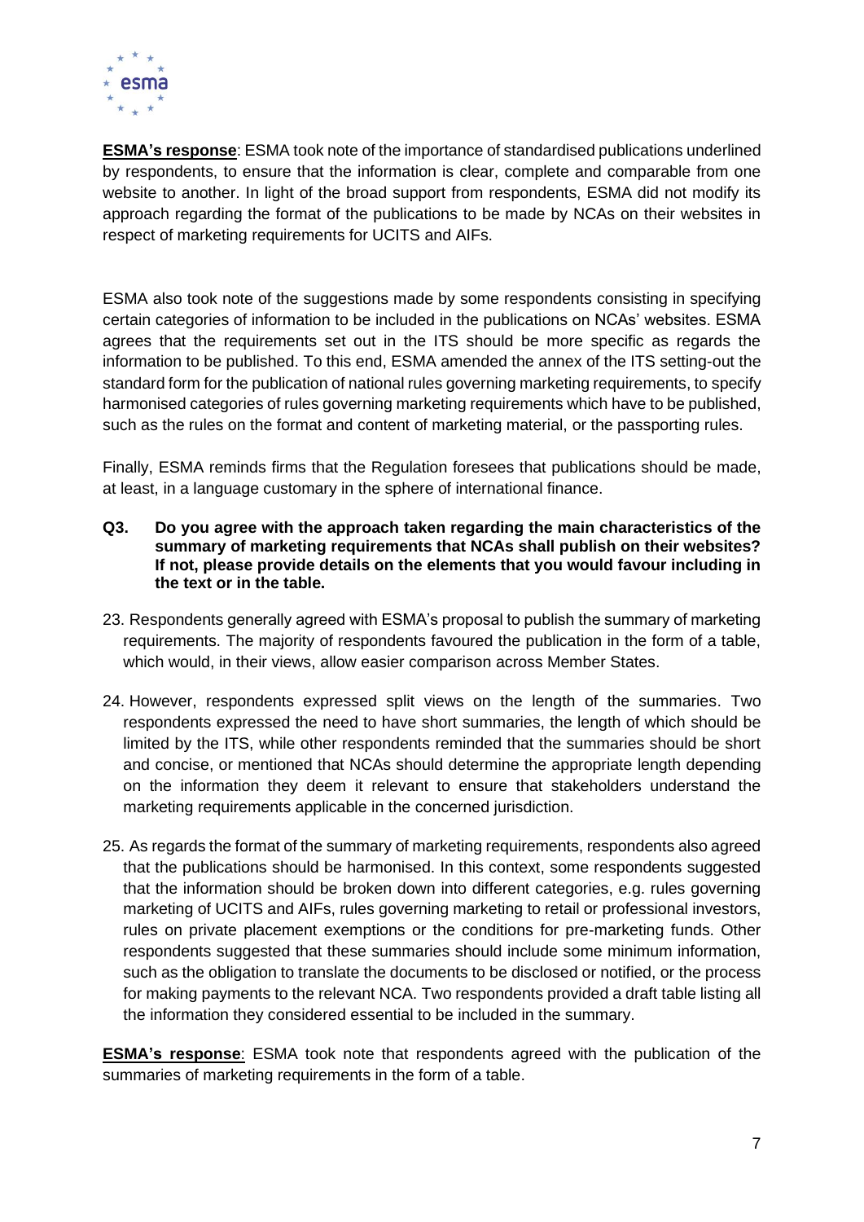**ESMA's response**: ESMA took note of the importance of standardised publications underlined by respondents, to ensure that the information is clear, complete and comparable from one website to another. In light of the broad support from respondents, ESMA did not modify its approach regarding the format of the publications to be made by NCAs on their websites in respect of marketing requirements for UCITS and AIFs.

ESMA also took note of the suggestions made by some respondents consisting in specifying certain categories of information to be included in the publications on NCAs' websites. ESMA agrees that the requirements set out in the ITS should be more specific as regards the information to be published. To this end, ESMA amended the annex of the ITS setting-out the standard form for the publication of national rules governing marketing requirements, to specify harmonised categories of rules governing marketing requirements which have to be published, such as the rules on the format and content of marketing material, or the passporting rules.

Finally, ESMA reminds firms that the Regulation foresees that publications should be made, at least, in a language customary in the sphere of international finance.

**Q3. Do you agree with the approach taken regarding the main characteristics of the summary of marketing requirements that NCAs shall publish on their websites? If not, please provide details on the elements that you would favour including in the text or in the table.**

23. Respondents generally agreed with ESMA's proposal to publish the summary of marketing requirements. The majority of respondents favoured the publication in the form of a table, which would, in their views, allow easier comparison across Member States.

24. However, respondents expressed split views on the length of the summaries. Two respondents expressed the need to have short summaries, the length of which should be limited by the ITS, while other respondents reminded that the summaries should be short and concise, or mentioned that NCAs should determine the appropriate length depending on the information they deem it relevant to ensure that stakeholders understand the marketing requirements applicable in the concerned jurisdiction.

25. As regards the format of the summary of marketing requirements, respondents also agreed that the publications should be harmonised. In this context, some respondents suggested that the information should be broken down into different categories, e.g. rules governing marketing of UCITS and AIFs, rules governing marketing to retail or professional investors, rules on private placement exemptions or the conditions for pre-marketing funds. Other respondents suggested that these summaries should include some minimum information, such as the obligation to translate the documents to be disclosed or notified, or the process for making payments to the relevant NCA. Two respondents provided a draft table listing all the information they considered essential to be included in the summary.

**ESMA's response**: ESMA took note that respondents agreed with the publication of the summaries of marketing requirements in the form of a table.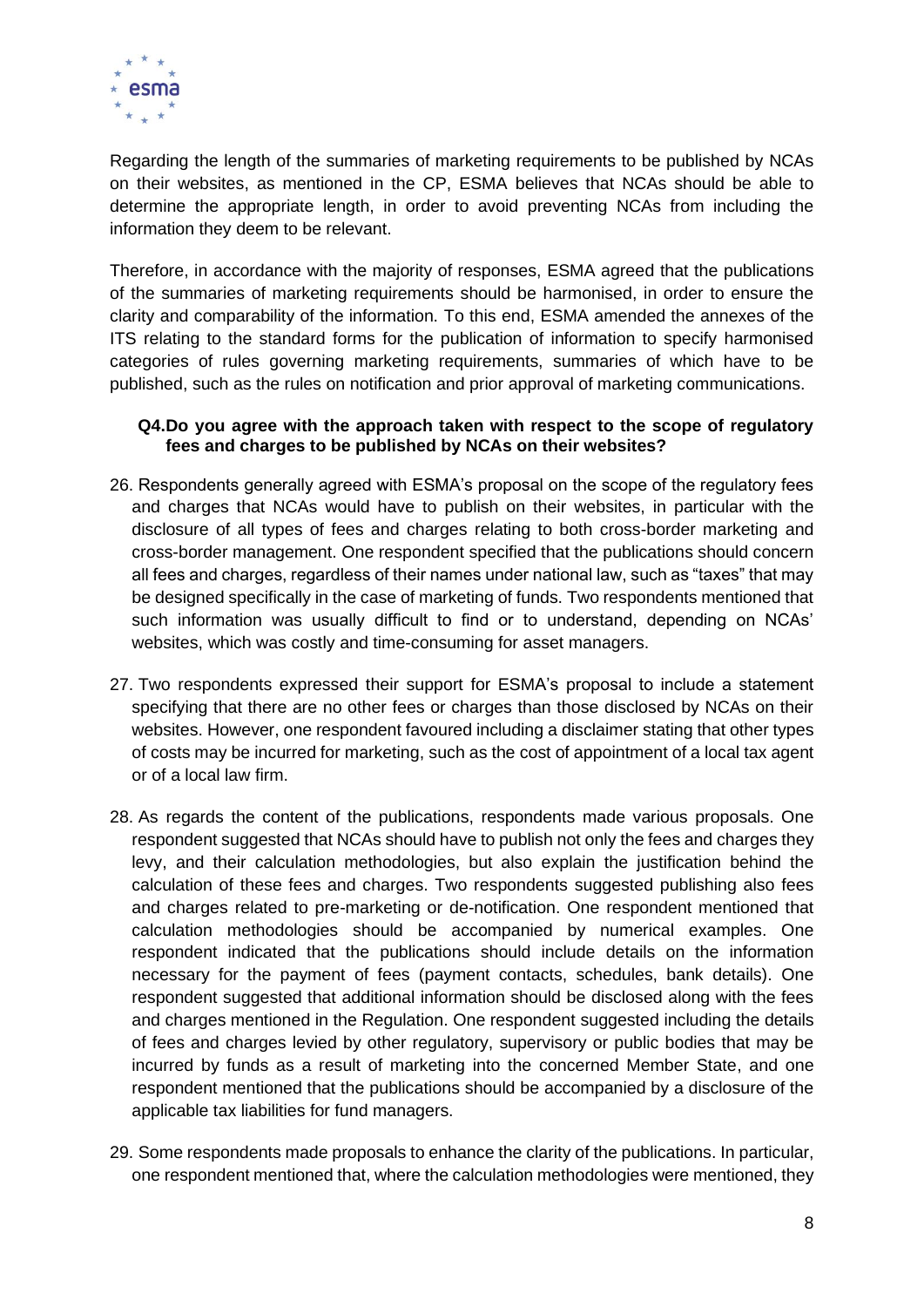Regarding the length of the summaries of marketing requirements to be published by NCAs on their websites, as mentioned in the CP, ESMA believes that NCAs should be able to determine the appropriate length, in order to avoid preventing NCAs from including the information they deem to be relevant.

Therefore, in accordance with the majority of responses, ESMA agreed that the publications of the summaries of marketing requirements should be harmonised, in order to ensure the clarity and comparability of the information. To this end, ESMA amended the annexes of the ITS relating to the standard forms for the publication of information to specify harmonised categories of rules governing marketing requirements, summaries of which have to be published, such as the rules on notification and prior approval of marketing communications.

**Q4.Do you agree with the approach taken with respect to the scope of regulatory fees and charges to be published by NCAs on their websites?**

26. Respondents generally agreed with ESMA's proposal on the scope of the regulatory fees and charges that NCAs would have to publish on their websites, in particular with the disclosure of all types of fees and charges relating to both cross-border marketing and cross-border management. One respondent specified that the publications should concern all fees and charges, regardless of their names under national law, such as "taxes" that may be designed specifically in the case of marketing of funds. Two respondents mentioned that such information was usually difficult to find or to understand, depending on NCAs' websites, which was costly and time-consuming for asset managers.

27. Two respondents expressed their support for ESMA's proposal to include a statement specifying that there are no other fees or charges than those disclosed by NCAs on their websites. However, one respondent favoured including a disclaimer stating that other types of costs may be incurred for marketing, such as the cost of appointment of a local tax agent or of a local law firm.

28. As regards the content of the publications, respondents made various proposals. One respondent suggested that NCAs should have to publish not only the fees and charges they levy, and their calculation methodologies, but also explain the justification behind the calculation of these fees and charges. Two respondents suggested publishing also fees and charges related to pre-marketing or de-notification. One respondent mentioned that calculation methodologies should be accompanied by numerical examples. One respondent indicated that the publications should include details on the information necessary for the payment of fees (payment contacts, schedules, bank details). One respondent suggested that additional information should be disclosed along with the fees and charges mentioned in the Regulation. One respondent suggested including the details of fees and charges levied by other regulatory, supervisory or public bodies that may be incurred by funds as a result of marketing into the concerned Member State, and one respondent mentioned that the publications should be accompanied by a disclosure of the applicable tax liabilities for fund managers.

29. Some respondents made proposals to enhance the clarity of the publications. In particular, one respondent mentioned that, where the calculation methodologies were mentioned, they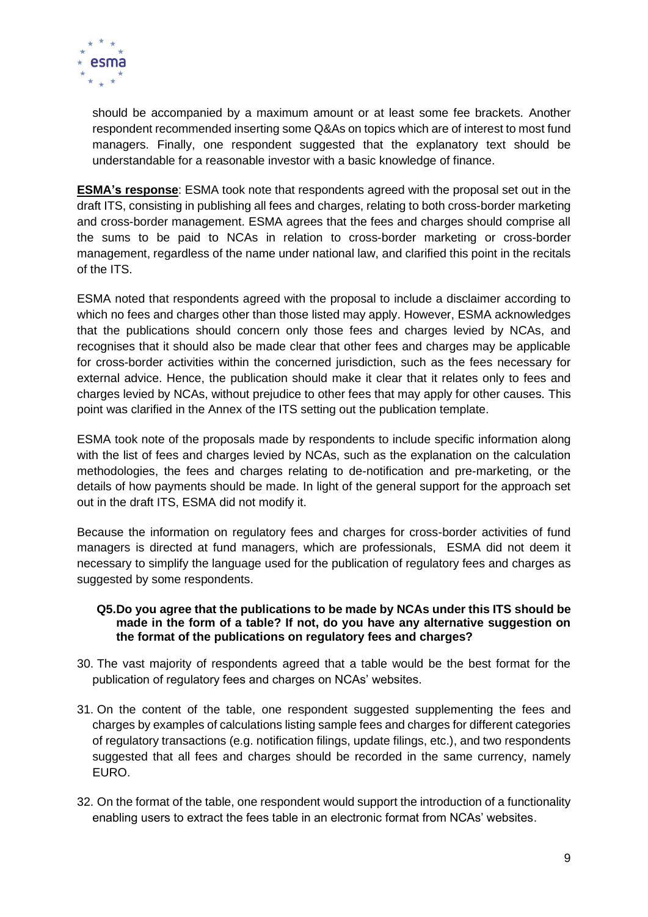should be accompanied by a maximum amount or at least some fee brackets. Another respondent recommended inserting some Q&As on topics which are of interest to most fund managers. Finally, one respondent suggested that the explanatory text should be understandable for a reasonable investor with a basic knowledge of finance.

**ESMA's response**: ESMA took note that respondents agreed with the proposal set out in the draft ITS, consisting in publishing all fees and charges, relating to both cross-border marketing and cross-border management. ESMA agrees that the fees and charges should comprise all the sums to be paid to NCAs in relation to cross-border marketing or cross-border management, regardless of the name under national law, and clarified this point in the recitals of the ITS.

ESMA noted that respondents agreed with the proposal to include a disclaimer according to which no fees and charges other than those listed may apply. However, ESMA acknowledges that the publications should concern only those fees and charges levied by NCAs, and recognises that it should also be made clear that other fees and charges may be applicable for cross-border activities within the concerned jurisdiction, such as the fees necessary for external advice. Hence, the publication should make it clear that it relates only to fees and charges levied by NCAs, without prejudice to other fees that may apply for other causes. This point was clarified in the Annex of the ITS setting out the publication template.

ESMA took note of the proposals made by respondents to include specific information along with the list of fees and charges levied by NCAs, such as the explanation on the calculation methodologies, the fees and charges relating to de-notification and pre-marketing, or the details of how payments should be made. In light of the general support for the approach set out in the draft ITS, ESMA did not modify it.

Because the information on regulatory fees and charges for cross-border activities of fund managers is directed at fund managers, which are professionals, ESMA did not deem it necessary to simplify the language used for the publication of regulatory fees and charges as suggested by some respondents.

**Q5. Do you agree that the publications to be made by NCAs under this ITS should be made in the form of a table? If not, do you have any alternative suggestion on the format of the publications on regulatory fees and charges?**

30. The vast majority of respondents agreed that a table would be the best format for the publication of regulatory fees and charges on NCAs' websites.

31. On the content of the table, one respondent suggested supplementing the fees and charges by examples of calculations listing sample fees and charges for different categories of regulatory transactions (e.g. notification filings, update filings, etc.), and two respondents suggested that all fees and charges should be recorded in the same currency, namely EURO.

32. On the format of the table, one respondent would support the introduction of a functionality enabling users to extract the fees table in an electronic format from NCAs' websites.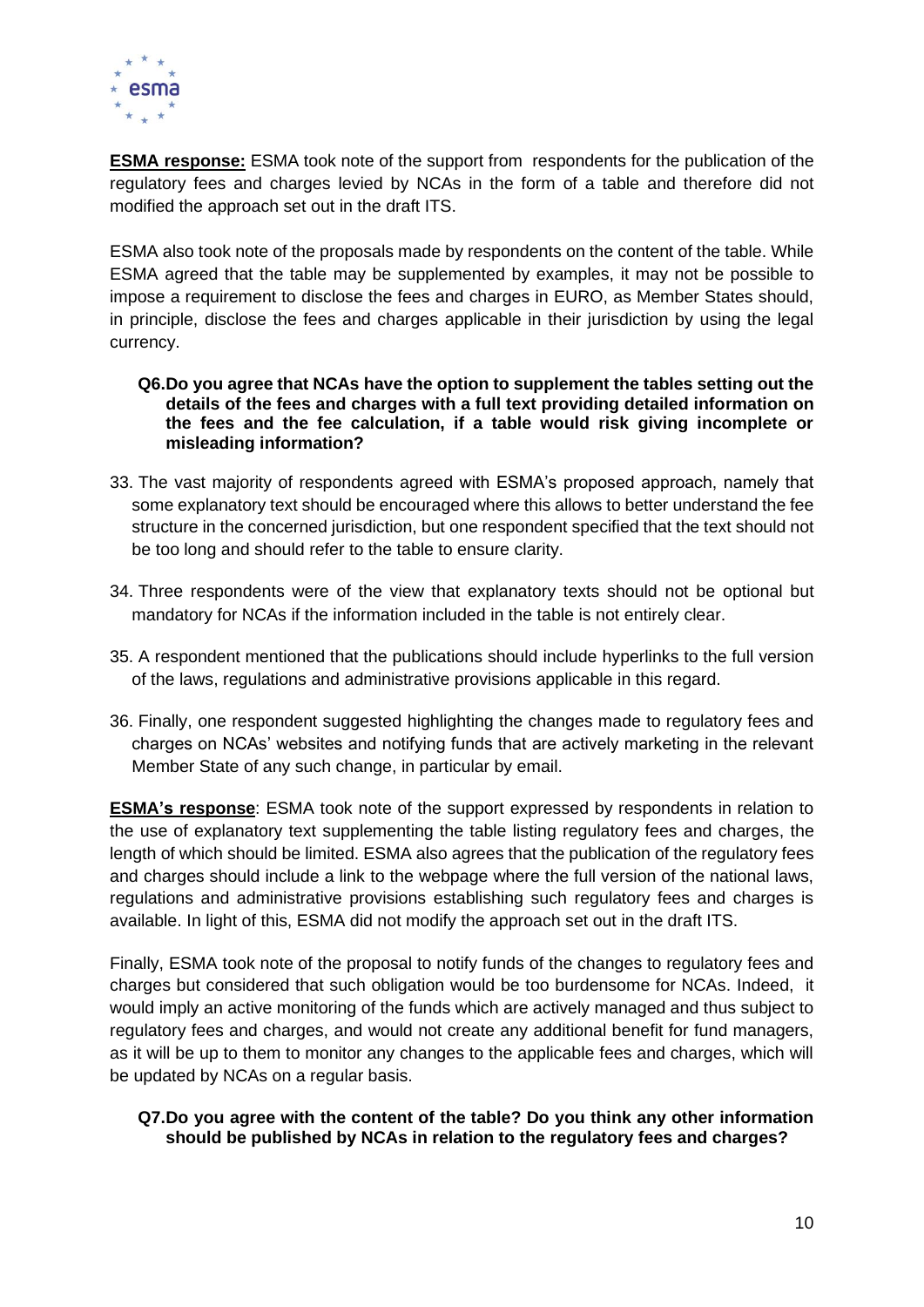**ESMA response:** ESMA took note of the support from respondents for the publication of the regulatory fees and charges levied by NCAs in the form of a table and therefore did not modified the approach set out in the draft ITS.

ESMA also took note of the proposals made by respondents on the content of the table. While ESMA agreed that the table may be supplemented by examples, it may not be possible to impose a requirement to disclose the fees and charges in EURO, as Member States should, in principle, disclose the fees and charges applicable in their jurisdiction by using the legal currency.

**Q6. Do you agree that NCAs have the option to supplement the tables setting out the details of the fees and charges with a full text providing detailed information on the fees and the fee calculation, if a table would risk giving incomplete or misleading information?**

33. The vast majority of respondents agreed with ESMA's proposed approach, namely that some explanatory text should be encouraged where this allows to better understand the fee structure in the concerned jurisdiction, but one respondent specified that the text should not be too long and should refer to the table to ensure clarity.

34. Three respondents were of the view that explanatory texts should not be optional but mandatory for NCAs if the information included in the table is not entirely clear.

35. A respondent mentioned that the publications should include hyperlinks to the full version of the laws, regulations and administrative provisions applicable in this regard.

36. Finally, one respondent suggested highlighting the changes made to regulatory fees and charges on NCAs' websites and notifying funds that are actively marketing in the relevant Member State of any such change, in particular by email.

**ESMA's response**: ESMA took note of the support expressed by respondents in relation to the use of explanatory text supplementing the table listing regulatory fees and charges, the length of which should be limited. ESMA also agrees that the publication of the regulatory fees and charges should include a link to the webpage where the full version of the national laws, regulations and administrative provisions establishing such regulatory fees and charges is available. In light of this, ESMA did not modify the approach set out in the draft ITS.

Finally, ESMA took note of the proposal to notify funds of the changes to regulatory fees and charges but considered that such obligation would be too burdensome for NCAs. Indeed, it would imply an active monitoring of the funds which are actively managed and thus subject to regulatory fees and charges, and would not create any additional benefit for fund managers, as it will be up to them to monitor any changes to the applicable fees and charges, which will be updated by NCAs on a regular basis.

**Q7. Do you agree with the content of the table? Do you think any other information should be published by NCAs in relation to the regulatory fees and charges?**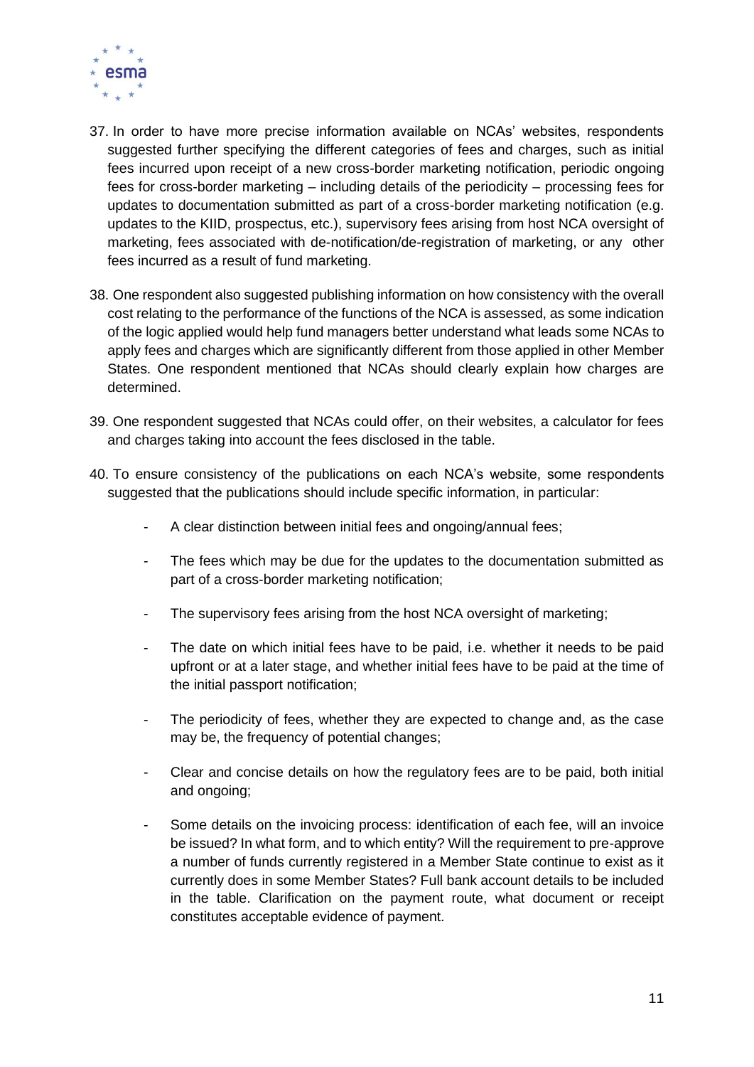37. In order to have more precise information available on NCAs' websites, respondents suggested further specifying the different categories of fees and charges, such as initial fees incurred upon receipt of a new cross-border marketing notification, periodic ongoing fees for cross-border marketing – including details of the periodicity – processing fees for updates to documentation submitted as part of a cross-border marketing notification (e.g. updates to the KIID, prospectus, etc.), supervisory fees arising from host NCA oversight of marketing, fees associated with de-notification/de-registration of marketing, or any other fees incurred as a result of fund marketing.

38. One respondent also suggested publishing information on how consistency with the overall cost relating to the performance of the functions of the NCA is assessed, as some indication of the logic applied would help fund managers better understand what leads some NCAs to apply fees and charges which are significantly different from those applied in other Member States. One respondent mentioned that NCAs should clearly explain how charges are determined.

39. One respondent suggested that NCAs could offer, on their websites, a calculator for fees and charges taking into account the fees disclosed in the table.

40. To ensure consistency of the publications on each NCA's website, some respondents suggested that the publications should include specific information, in particular:

    - A clear distinction between initial fees and ongoing/annual fees;
    - The fees which may be due for the updates to the documentation submitted as part of a cross-border marketing notification;
    - The supervisory fees arising from the host NCA oversight of marketing;
    - The date on which initial fees have to be paid, i.e. whether it needs to be paid upfront or at a later stage, and whether initial fees have to be paid at the time of the initial passport notification;
    - The periodicity of fees, whether they are expected to change and, as the case may be, the frequency of potential changes;
    - Clear and concise details on how the regulatory fees are to be paid, both initial and ongoing;
    - Some details on the invoicing process: identification of each fee, will an invoice be issued? In what form, and to which entity? Will the requirement to pre-approve a number of funds currently registered in a Member State continue to exist as it currently does in some Member States? Full bank account details to be included in the table. Clarification on the payment route, what document or receipt constitutes acceptable evidence of payment.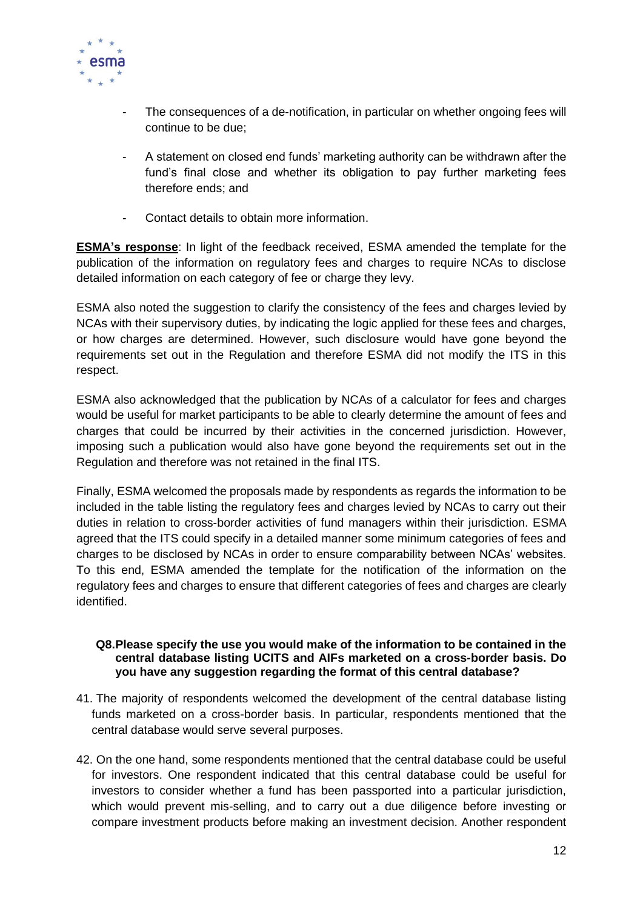- The consequences of a de-notification, in particular on whether ongoing fees will continue to be due;
- A statement on closed end funds' marketing authority can be withdrawn after the fund's final close and whether its obligation to pay further marketing fees therefore ends; and
- Contact details to obtain more information.

**<u>ESMA's response</u>**: In light of the feedback received, ESMA amended the template for the publication of the information on regulatory fees and charges to require NCAs to disclose detailed information on each category of fee or charge they levy.

ESMA also noted the suggestion to clarify the consistency of the fees and charges levied by NCAs with their supervisory duties, by indicating the logic applied for these fees and charges, or how charges are determined. However, such disclosure would have gone beyond the requirements set out in the Regulation and therefore ESMA did not modify the ITS in this respect.

ESMA also acknowledged that the publication by NCAs of a calculator for fees and charges would be useful for market participants to be able to clearly determine the amount of fees and charges that could be incurred by their activities in the concerned jurisdiction. However, imposing such a publication would also have gone beyond the requirements set out in the Regulation and therefore was not retained in the final ITS.

Finally, ESMA welcomed the proposals made by respondents as regards the information to be included in the table listing the regulatory fees and charges levied by NCAs to carry out their duties in relation to cross-border activities of fund managers within their jurisdiction. ESMA agreed that the ITS could specify in a detailed manner some minimum categories of fees and charges to be disclosed by NCAs in order to ensure comparability between NCAs' websites. To this end, ESMA amended the template for the notification of the information on the regulatory fees and charges to ensure that different categories of fees and charges are clearly identified.

**Q8. Please specify the use you would make of the information to be contained in the central database listing UCITS and AIFs marketed on a cross-border basis. Do you have any suggestion regarding the format of this central database?**

41. The majority of respondents welcomed the development of the central database listing funds marketed on a cross-border basis. In particular, respondents mentioned that the central database would serve several purposes.

42. On the one hand, some respondents mentioned that the central database could be useful for investors. One respondent indicated that this central database could be useful for investors to consider whether a fund has been passported into a particular jurisdiction, which would prevent mis-selling, and to carry out a due diligence before investing or compare investment products before making an investment decision. Another respondent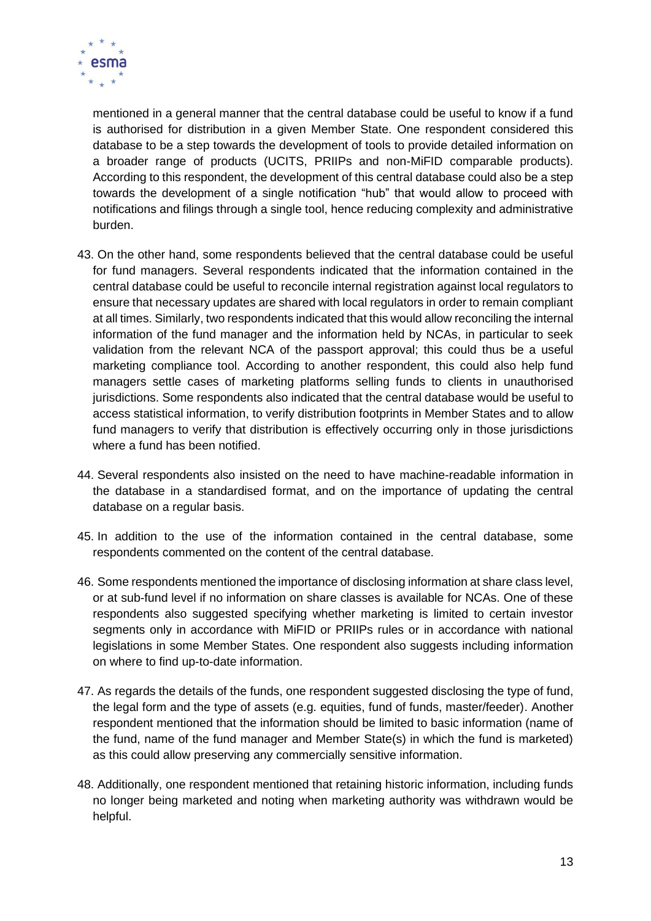mentioned in a general manner that the central database could be useful to know if a fund is authorised for distribution in a given Member State. One respondent considered this database to be a step towards the development of tools to provide detailed information on a broader range of products (UCITS, PRIIPs and non-MiFID comparable products). According to this respondent, the development of this central database could also be a step towards the development of a single notification "hub" that would allow to proceed with notifications and filings through a single tool, hence reducing complexity and administrative burden.

43. On the other hand, some respondents believed that the central database could be useful for fund managers. Several respondents indicated that the information contained in the central database could be useful to reconcile internal registration against local regulators to ensure that necessary updates are shared with local regulators in order to remain compliant at all times. Similarly, two respondents indicated that this would allow reconciling the internal information of the fund manager and the information held by NCAs, in particular to seek validation from the relevant NCA of the passport approval; this could thus be a useful marketing compliance tool. According to another respondent, this could also help fund managers settle cases of marketing platforms selling funds to clients in unauthorised jurisdictions. Some respondents also indicated that the central database would be useful to access statistical information, to verify distribution footprints in Member States and to allow fund managers to verify that distribution is effectively occurring only in those jurisdictions where a fund has been notified.

44. Several respondents also insisted on the need to have machine-readable information in the database in a standardised format, and on the importance of updating the central database on a regular basis.

45. In addition to the use of the information contained in the central database, some respondents commented on the content of the central database.

46. Some respondents mentioned the importance of disclosing information at share class level, or at sub-fund level if no information on share classes is available for NCAs. One of these respondents also suggested specifying whether marketing is limited to certain investor segments only in accordance with MiFID or PRIIPs rules or in accordance with national legislations in some Member States. One respondent also suggests including information on where to find up-to-date information.

47. As regards the details of the funds, one respondent suggested disclosing the type of fund, the legal form and the type of assets (e.g. equities, fund of funds, master/feeder). Another respondent mentioned that the information should be limited to basic information (name of the fund, name of the fund manager and Member State(s) in which the fund is marketed) as this could allow preserving any commercially sensitive information.

48. Additionally, one respondent mentioned that retaining historic information, including funds no longer being marketed and noting when marketing authority was withdrawn would be helpful.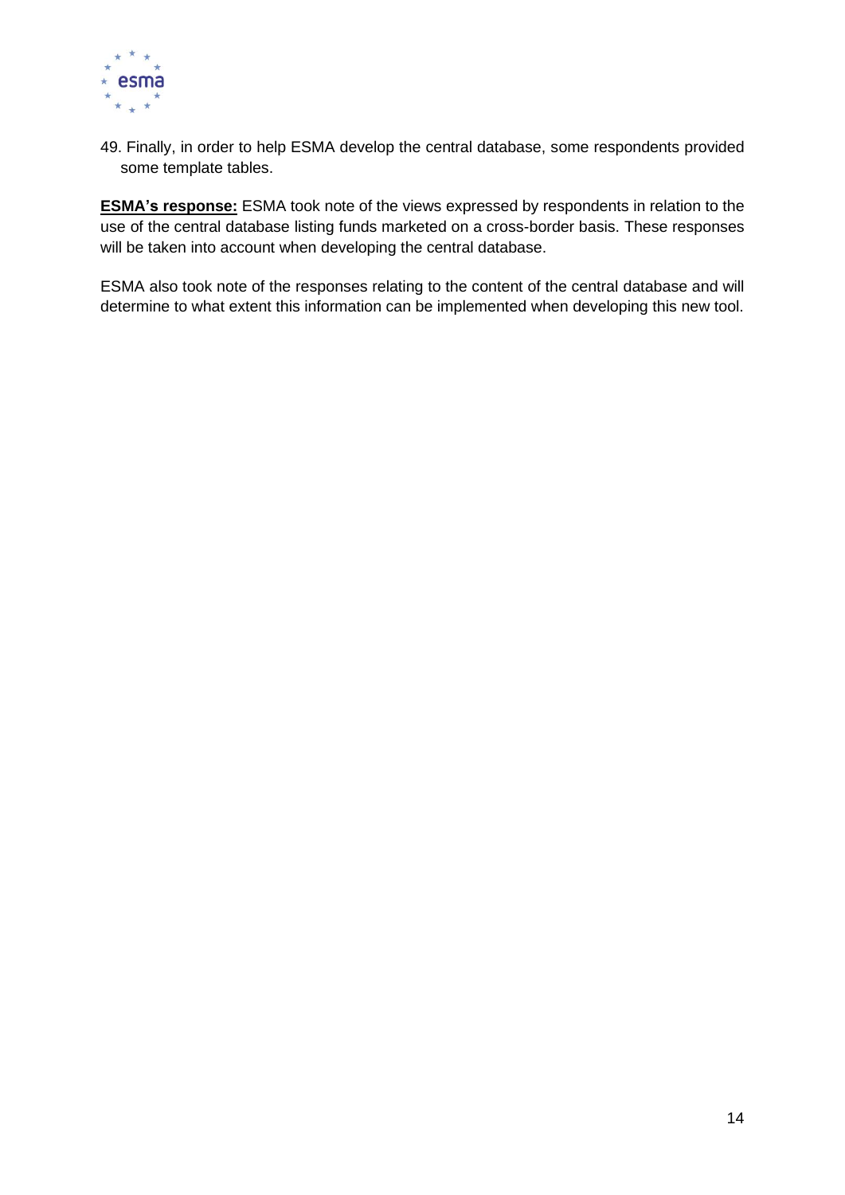49. Finally, in order to help ESMA develop the central database, some respondents provided some template tables.

**ESMA's response:** ESMA took note of the views expressed by respondents in relation to the use of the central database listing funds marketed on a cross-border basis. These responses will be taken into account when developing the central database.

ESMA also took note of the responses relating to the content of the central database and will determine to what extent this information can be implemented when developing this new tool.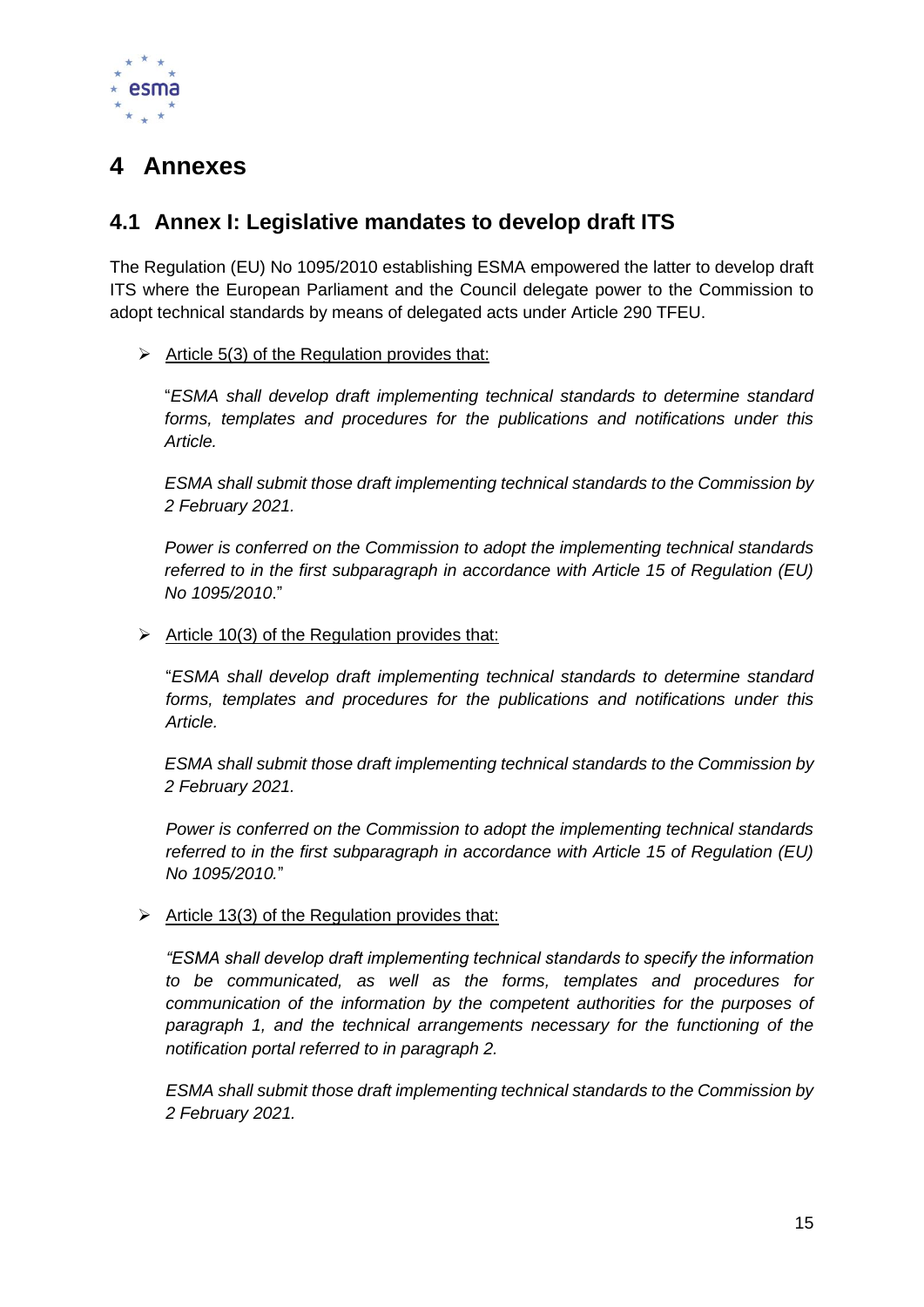# 4 Annexes

## 4.1 Annex I: Legislative mandates to develop draft ITS

The Regulation (EU) No 1095/2010 establishing ESMA empowered the latter to develop draft ITS where the European Parliament and the Council delegate power to the Commission to adopt technical standards by means of delegated acts under Article 290 TFEU.

- Article 5(3) of the Regulation provides that:

  "*ESMA shall develop draft implementing technical standards to determine standard forms, templates and procedures for the publications and notifications under this Article.*

  *ESMA shall submit those draft implementing technical standards to the Commission by 2 February 2021.*

  *Power is conferred on the Commission to adopt the implementing technical standards referred to in the first subparagraph in accordance with Article 15 of Regulation (EU) No 1095/2010*."

- Article 10(3) of the Regulation provides that:

  "*ESMA shall develop draft implementing technical standards to determine standard forms, templates and procedures for the publications and notifications under this Article.*

  *ESMA shall submit those draft implementing technical standards to the Commission by 2 February 2021.*

  *Power is conferred on the Commission to adopt the implementing technical standards referred to in the first subparagraph in accordance with Article 15 of Regulation (EU) No 1095/2010.*"

- Article 13(3) of the Regulation provides that:

  *"ESMA shall develop draft implementing technical standards to specify the information to be communicated, as well as the forms, templates and procedures for communication of the information by the competent authorities for the purposes of paragraph 1, and the technical arrangements necessary for the functioning of the notification portal referred to in paragraph 2.*

  *ESMA shall submit those draft implementing technical standards to the Commission by 2 February 2021.*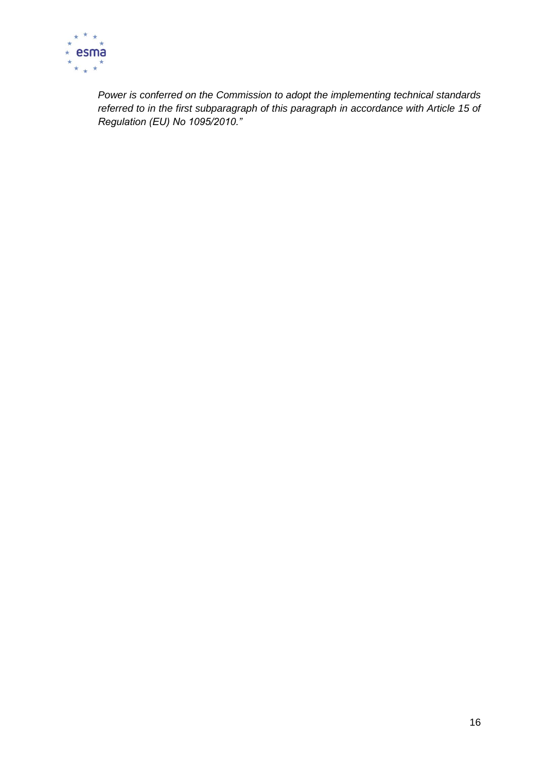*Power is conferred on the Commission to adopt the implementing technical standards referred to in the first subparagraph of this paragraph in accordance with Article 15 of Regulation (EU) No 1095/2010."*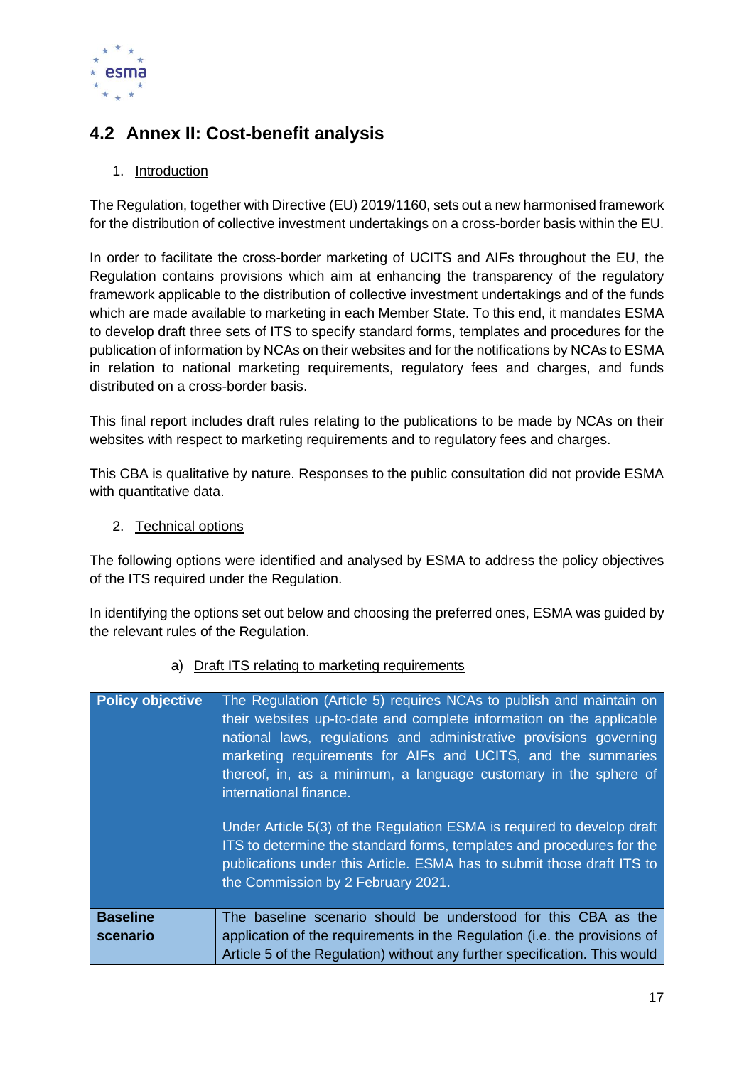## 4.2 Annex II: Cost-benefit analysis

1. Introduction

The Regulation, together with Directive (EU) 2019/1160, sets out a new harmonised framework for the distribution of collective investment undertakings on a cross-border basis within the EU.

In order to facilitate the cross-border marketing of UCITS and AIFs throughout the EU, the Regulation contains provisions which aim at enhancing the transparency of the regulatory framework applicable to the distribution of collective investment undertakings and of the funds which are made available to marketing in each Member State. To this end, it mandates ESMA to develop draft three sets of ITS to specify standard forms, templates and procedures for the publication of information by NCAs on their websites and for the notifications by NCAs to ESMA in relation to national marketing requirements, regulatory fees and charges, and funds distributed on a cross-border basis.

This final report includes draft rules relating to the publications to be made by NCAs on their websites with respect to marketing requirements and to regulatory fees and charges.

This CBA is qualitative by nature. Responses to the public consultation did not provide ESMA with quantitative data.

2. Technical options

The following options were identified and analysed by ESMA to address the policy objectives of the ITS required under the Regulation.

In identifying the options set out below and choosing the preferred ones, ESMA was guided by the relevant rules of the Regulation.

a) Draft ITS relating to marketing requirements

| | |
|---|---|
| **Policy objective** | The Regulation (Article 5) requires NCAs to publish and maintain on their websites up-to-date and complete information on the applicable national laws, regulations and administrative provisions governing marketing requirements for AIFs and UCITS, and the summaries thereof, in, as a minimum, a language customary in the sphere of international finance.<br><br>Under Article 5(3) of the Regulation ESMA is required to develop draft ITS to determine the standard forms, templates and procedures for the publications under this Article. ESMA has to submit those draft ITS to the Commission by 2 February 2021. |
| **Baseline scenario** | The baseline scenario should be understood for this CBA as the application of the requirements in the Regulation (i.e. the provisions of Article 5 of the Regulation) without any further specification. This would |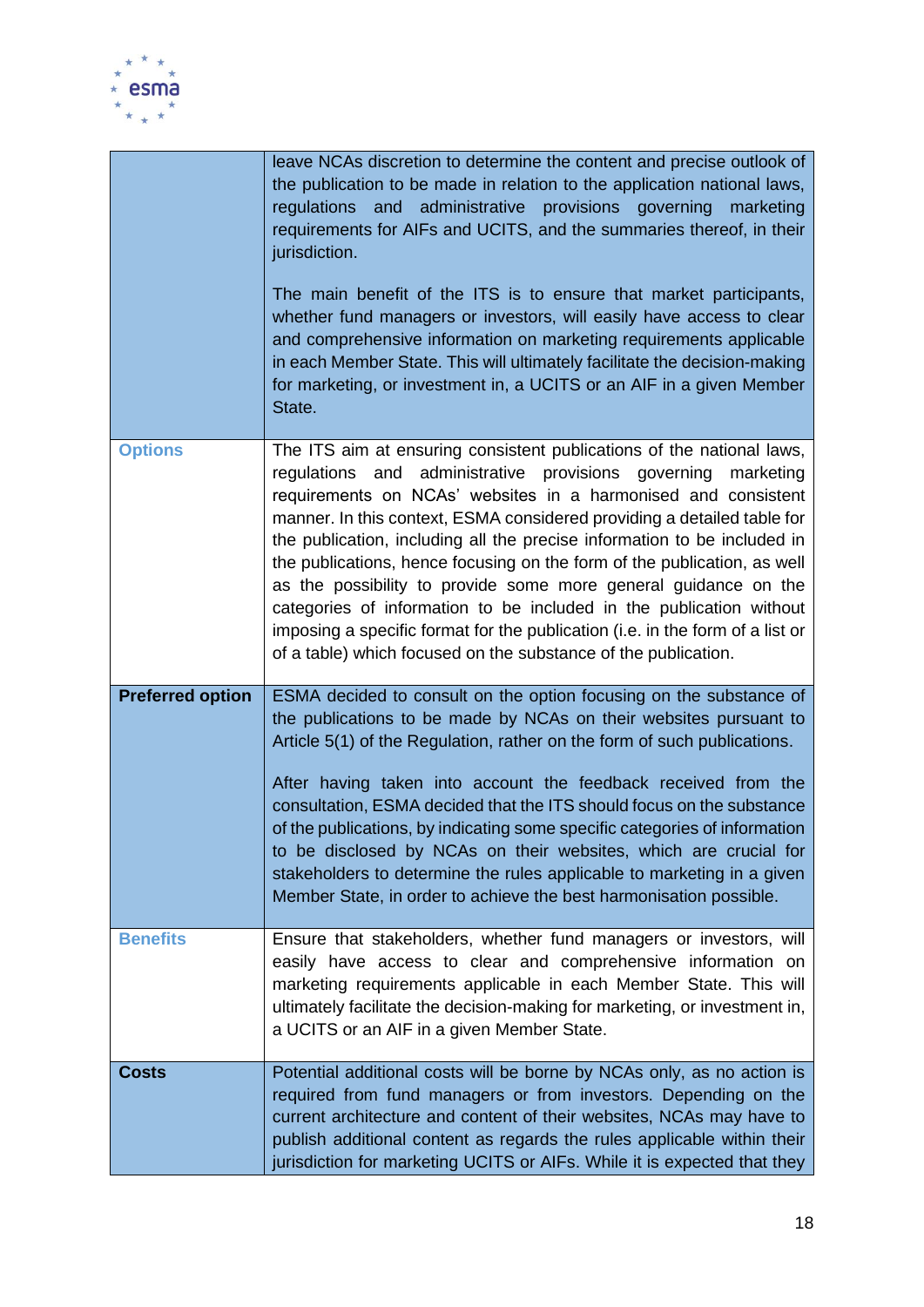| | |
|---|---|
| | leave NCAs discretion to determine the content and precise outlook of the publication to be made in relation to the application national laws, regulations and administrative provisions governing marketing requirements for AIFs and UCITS, and the summaries thereof, in their jurisdiction.<br><br>The main benefit of the ITS is to ensure that market participants, whether fund managers or investors, will easily have access to clear and comprehensive information on marketing requirements applicable in each Member State. This will ultimately facilitate the decision-making for marketing, or investment in, a UCITS or an AIF in a given Member State. |
| **Options** | The ITS aim at ensuring consistent publications of the national laws, regulations and administrative provisions governing marketing requirements on NCAs' websites in a harmonised and consistent manner. In this context, ESMA considered providing a detailed table for the publication, including all the precise information to be included in the publications, hence focusing on the form of the publication, as well as the possibility to provide some more general guidance on the categories of information to be included in the publication without imposing a specific format for the publication (i.e. in the form of a list or of a table) which focused on the substance of the publication. |
| **Preferred option** | ESMA decided to consult on the option focusing on the substance of the publications to be made by NCAs on their websites pursuant to Article 5(1) of the Regulation, rather on the form of such publications.<br><br>After having taken into account the feedback received from the consultation, ESMA decided that the ITS should focus on the substance of the publications, by indicating some specific categories of information to be disclosed by NCAs on their websites, which are crucial for stakeholders to determine the rules applicable to marketing in a given Member State, in order to achieve the best harmonisation possible. |
| **Benefits** | Ensure that stakeholders, whether fund managers or investors, will easily have access to clear and comprehensive information on marketing requirements applicable in each Member State. This will ultimately facilitate the decision-making for marketing, or investment in, a UCITS or an AIF in a given Member State. |
| **Costs** | Potential additional costs will be borne by NCAs only, as no action is required from fund managers or from investors. Depending on the current architecture and content of their websites, NCAs may have to publish additional content as regards the rules applicable within their jurisdiction for marketing UCITS or AIFs. While it is expected that they |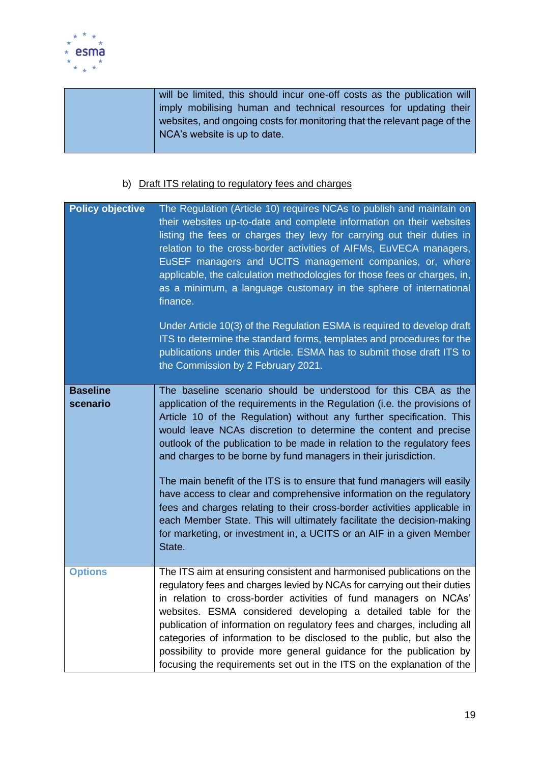| | |
|---|---|
| | will be limited, this should incur one-off costs as the publication will imply mobilising human and technical resources for updating their websites, and ongoing costs for monitoring that the relevant page of the NCA's website is up to date. |

b) Draft ITS relating to regulatory fees and charges

| | |
|---|---|
| **Policy objective** | The Regulation (Article 10) requires NCAs to publish and maintain on their websites up-to-date and complete information on their websites listing the fees or charges they levy for carrying out their duties in relation to the cross-border activities of AIFMs, EuVECA managers, EuSEF managers and UCITS management companies, or, where applicable, the calculation methodologies for those fees or charges, in, as a minimum, a language customary in the sphere of international finance.<br><br>Under Article 10(3) of the Regulation ESMA is required to develop draft ITS to determine the standard forms, templates and procedures for the publications under this Article. ESMA has to submit those draft ITS to the Commission by 2 February 2021. |
| **Baseline scenario** | The baseline scenario should be understood for this CBA as the application of the requirements in the Regulation (i.e. the provisions of Article 10 of the Regulation) without any further specification. This would leave NCAs discretion to determine the content and precise outlook of the publication to be made in relation to the regulatory fees and charges to be borne by fund managers in their jurisdiction.<br><br>The main benefit of the ITS is to ensure that fund managers will easily have access to clear and comprehensive information on the regulatory fees and charges relating to their cross-border activities applicable in each Member State. This will ultimately facilitate the decision-making for marketing, or investment in, a UCITS or an AIF in a given Member State. |
| **Options** | The ITS aim at ensuring consistent and harmonised publications on the regulatory fees and charges levied by NCAs for carrying out their duties in relation to cross-border activities of fund managers on NCAs' websites. ESMA considered developing a detailed table for the publication of information on regulatory fees and charges, including all categories of information to be disclosed to the public, but also the possibility to provide more general guidance for the publication by focusing the requirements set out in the ITS on the explanation of the |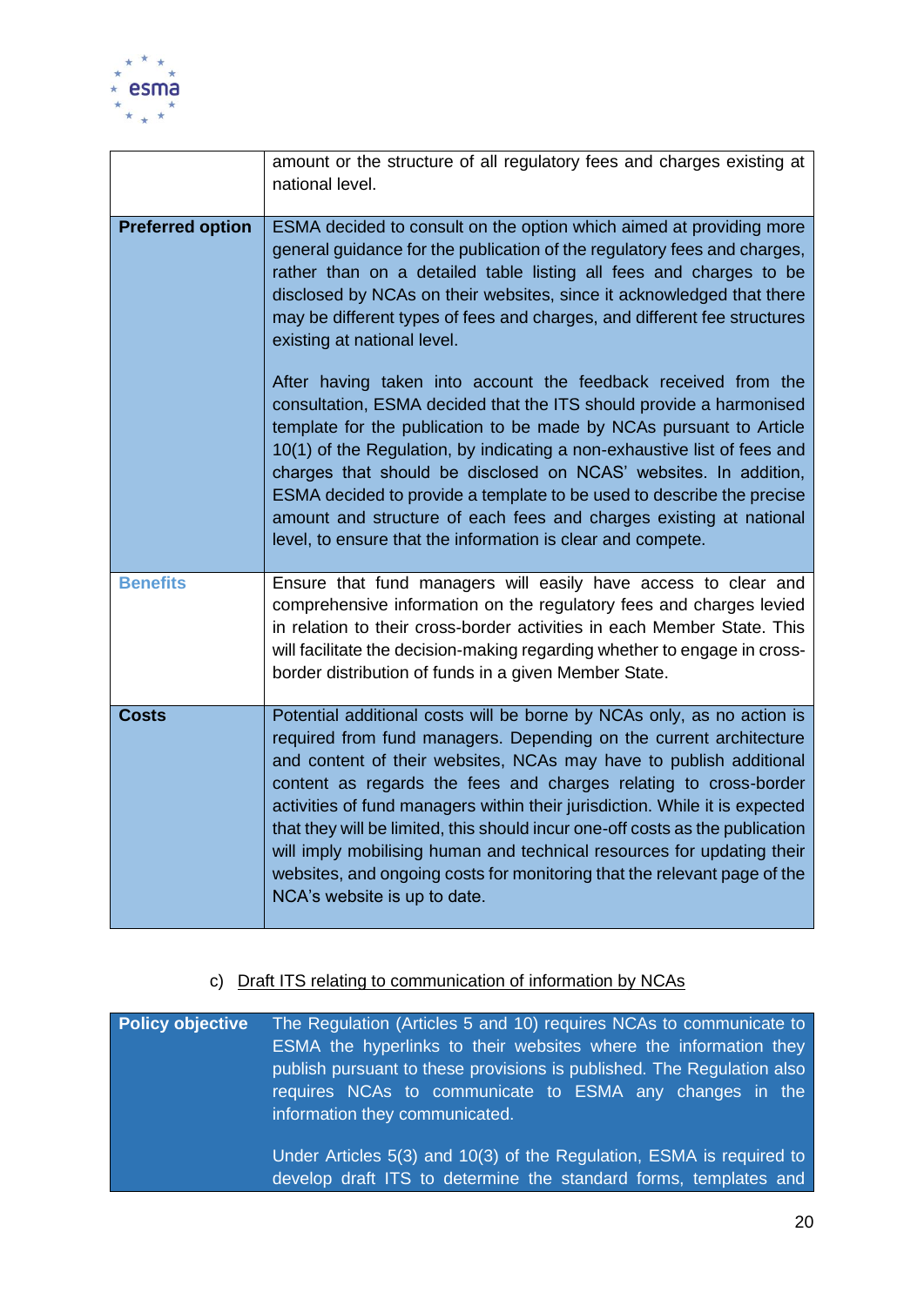| | |
|---|---|
| | amount or the structure of all regulatory fees and charges existing at national level. |
| **Preferred option** | ESMA decided to consult on the option which aimed at providing more general guidance for the publication of the regulatory fees and charges, rather than on a detailed table listing all fees and charges to be disclosed by NCAs on their websites, since it acknowledged that there may be different types of fees and charges, and different fee structures existing at national level.<br><br>After having taken into account the feedback received from the consultation, ESMA decided that the ITS should provide a harmonised template for the publication to be made by NCAs pursuant to Article 10(1) of the Regulation, by indicating a non-exhaustive list of fees and charges that should be disclosed on NCAS' websites. In addition, ESMA decided to provide a template to be used to describe the precise amount and structure of each fees and charges existing at national level, to ensure that the information is clear and compete. |
| **Benefits** | Ensure that fund managers will easily have access to clear and comprehensive information on the regulatory fees and charges levied in relation to their cross-border activities in each Member State. This will facilitate the decision-making regarding whether to engage in cross-border distribution of funds in a given Member State. |
| **Costs** | Potential additional costs will be borne by NCAs only, as no action is required from fund managers. Depending on the current architecture and content of their websites, NCAs may have to publish additional content as regards the fees and charges relating to cross-border activities of fund managers within their jurisdiction. While it is expected that they will be limited, this should incur one-off costs as the publication will imply mobilising human and technical resources for updating their websites, and ongoing costs for monitoring that the relevant page of the NCA's website is up to date. |

c) Draft ITS relating to communication of information by NCAs

| | |
|---|---|
| **Policy objective** | The Regulation (Articles 5 and 10) requires NCAs to communicate to ESMA the hyperlinks to their websites where the information they publish pursuant to these provisions is published. The Regulation also requires NCAs to communicate to ESMA any changes in the information they communicated.<br><br>Under Articles 5(3) and 10(3) of the Regulation, ESMA is required to develop draft ITS to determine the standard forms, templates and |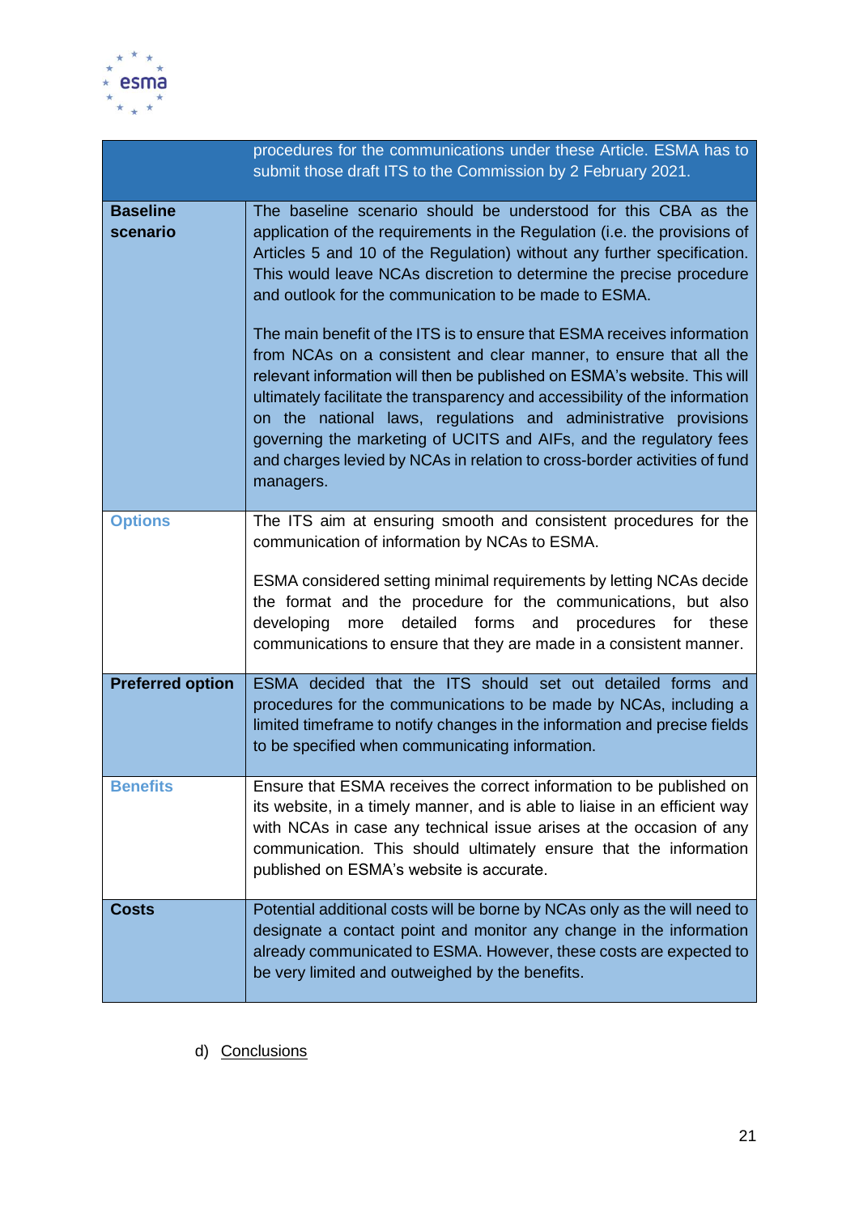| | |
|---|---|
| | procedures for the communications under these Article. ESMA has to submit those draft ITS to the Commission by 2 February 2021. |
| **Baseline scenario** | The baseline scenario should be understood for this CBA as the application of the requirements in the Regulation (i.e. the provisions of Articles 5 and 10 of the Regulation) without any further specification. This would leave NCAs discretion to determine the precise procedure and outlook for the communication to be made to ESMA.<br><br>The main benefit of the ITS is to ensure that ESMA receives information from NCAs on a consistent and clear manner, to ensure that all the relevant information will then be published on ESMA's website. This will ultimately facilitate the transparency and accessibility of the information on the national laws, regulations and administrative provisions governing the marketing of UCITS and AIFs, and the regulatory fees and charges levied by NCAs in relation to cross-border activities of fund managers. |
| **Options** | The ITS aim at ensuring smooth and consistent procedures for the communication of information by NCAs to ESMA.<br><br>ESMA considered setting minimal requirements by letting NCAs decide the format and the procedure for the communications, but also developing more detailed forms and procedures for these communications to ensure that they are made in a consistent manner. |
| **Preferred option** | ESMA decided that the ITS should set out detailed forms and procedures for the communications to be made by NCAs, including a limited timeframe to notify changes in the information and precise fields to be specified when communicating information. |
| **Benefits** | Ensure that ESMA receives the correct information to be published on its website, in a timely manner, and is able to liaise in an efficient way with NCAs in case any technical issue arises at the occasion of any communication. This should ultimately ensure that the information published on ESMA's website is accurate. |
| **Costs** | Potential additional costs will be borne by NCAs only as the will need to designate a contact point and monitor any change in the information already communicated to ESMA. However, these costs are expected to be very limited and outweighed by the benefits. |

d) Conclusions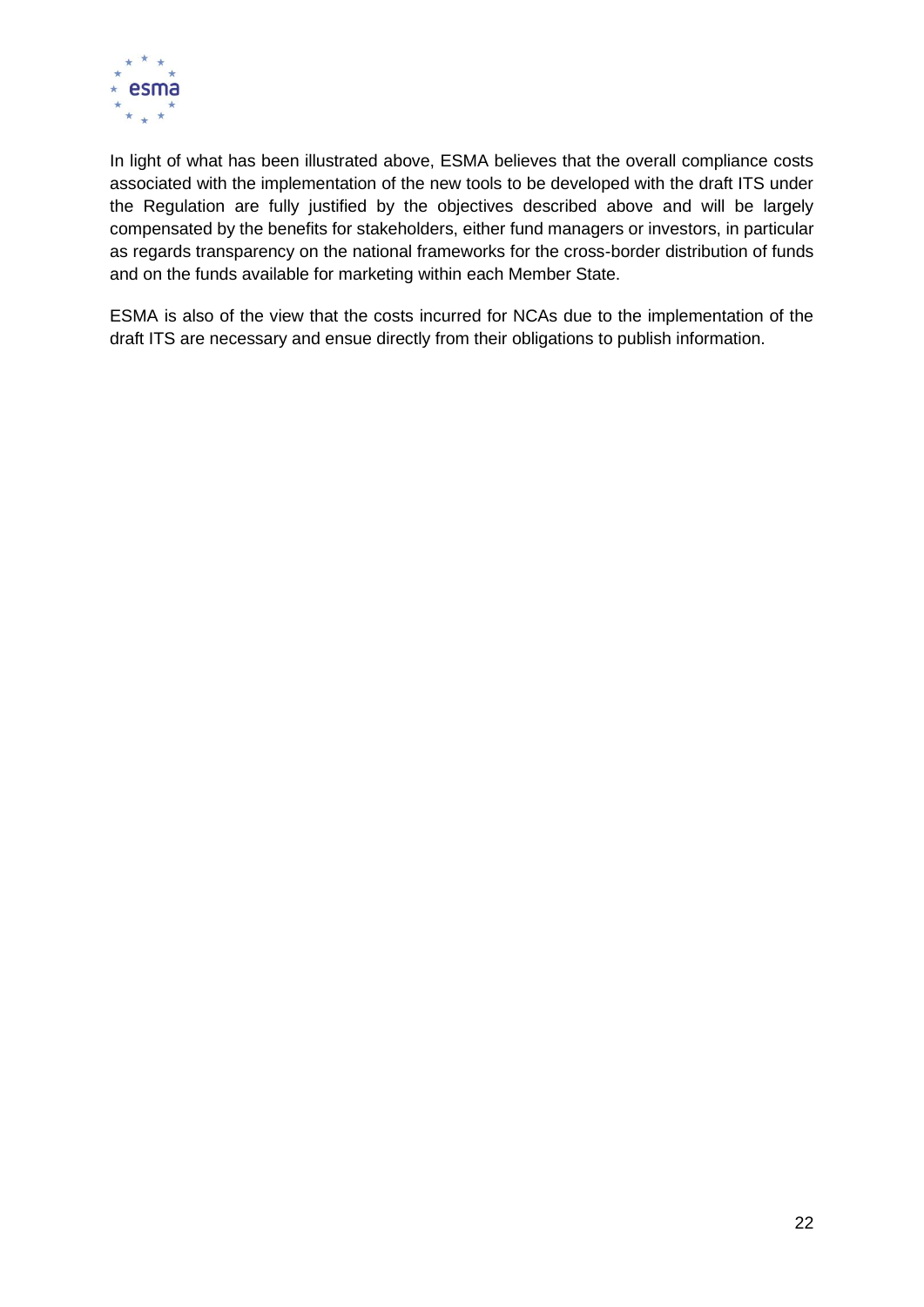In light of what has been illustrated above, ESMA believes that the overall compliance costs associated with the implementation of the new tools to be developed with the draft ITS under the Regulation are fully justified by the objectives described above and will be largely compensated by the benefits for stakeholders, either fund managers or investors, in particular as regards transparency on the national frameworks for the cross-border distribution of funds and on the funds available for marketing within each Member State.

ESMA is also of the view that the costs incurred for NCAs due to the implementation of the draft ITS are necessary and ensue directly from their obligations to publish information.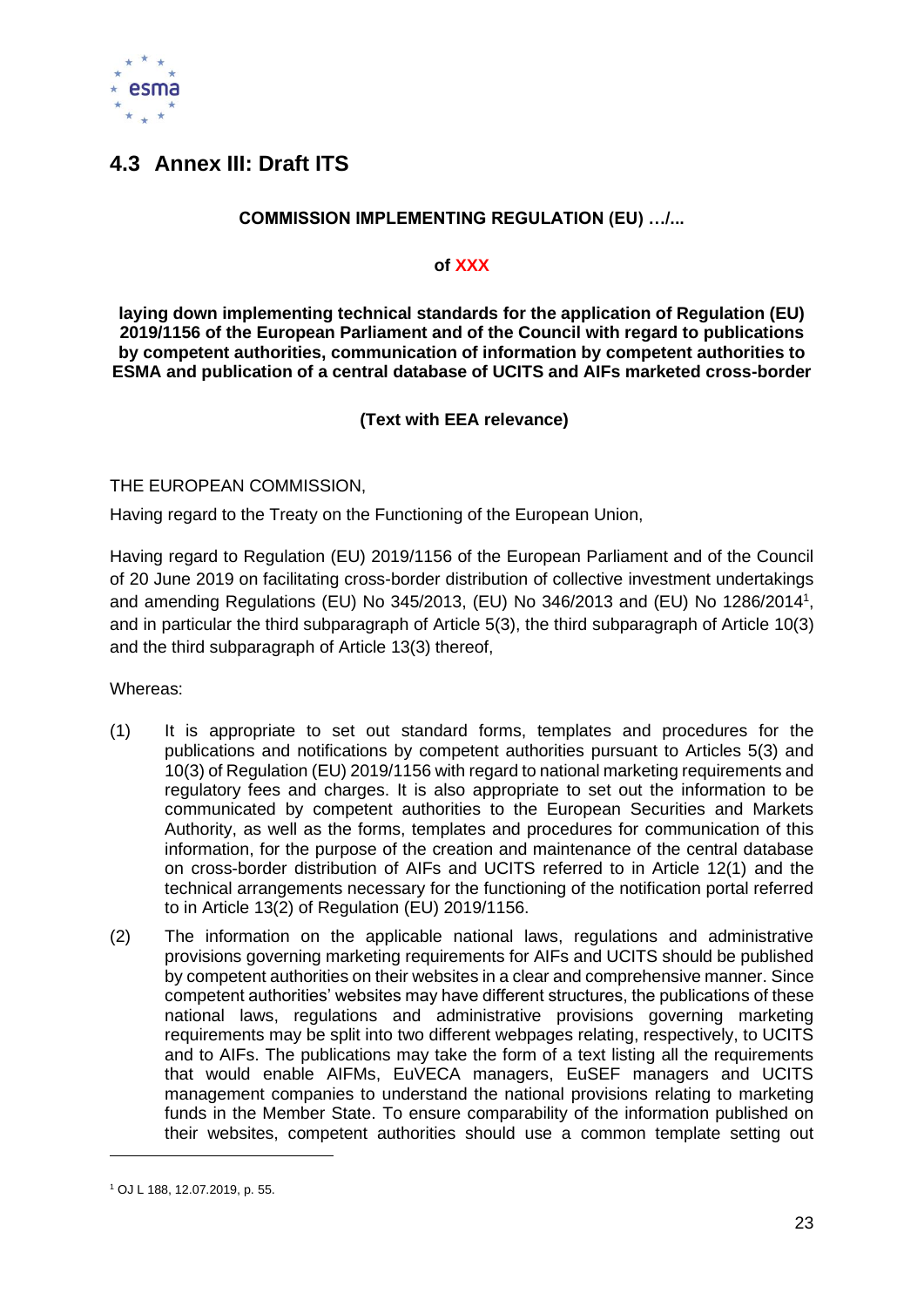## 4.3 Annex III: Draft ITS

**COMMISSION IMPLEMENTING REGULATION (EU) …/...**

**of XXX**

**laying down implementing technical standards for the application of Regulation (EU) 2019/1156 of the European Parliament and of the Council with regard to publications by competent authorities, communication of information by competent authorities to ESMA and publication of a central database of UCITS and AIFs marketed cross-border**

**(Text with EEA relevance)**

THE EUROPEAN COMMISSION,

Having regard to the Treaty on the Functioning of the European Union,

Having regard to Regulation (EU) 2019/1156 of the European Parliament and of the Council of 20 June 2019 on facilitating cross-border distribution of collective investment undertakings and amending Regulations (EU) No 345/2013, (EU) No 346/2013 and (EU) No 1286/2014[1], and in particular the third subparagraph of Article 5(3), the third subparagraph of Article 10(3) and the third subparagraph of Article 13(3) thereof,

Whereas:

(1) It is appropriate to set out standard forms, templates and procedures for the publications and notifications by competent authorities pursuant to Articles 5(3) and 10(3) of Regulation (EU) 2019/1156 with regard to national marketing requirements and regulatory fees and charges. It is also appropriate to set out the information to be communicated by competent authorities to the European Securities and Markets Authority, as well as the forms, templates and procedures for communication of this information, for the purpose of the creation and maintenance of the central database on cross-border distribution of AIFs and UCITS referred to in Article 12(1) and the technical arrangements necessary for the functioning of the notification portal referred to in Article 13(2) of Regulation (EU) 2019/1156.

(2) The information on the applicable national laws, regulations and administrative provisions governing marketing requirements for AIFs and UCITS should be published by competent authorities on their websites in a clear and comprehensive manner. Since competent authorities' websites may have different structures, the publications of these national laws, regulations and administrative provisions governing marketing requirements may be split into two different webpages relating, respectively, to UCITS and to AIFs. The publications may take the form of a text listing all the requirements that would enable AIFMs, EuVECA managers, EuSEF managers and UCITS management companies to understand the national provisions relating to marketing funds in the Member State. To ensure comparability of the information published on their websites, competent authorities should use a common template setting out

[1] OJ L 188, 12.07.2019, p. 55.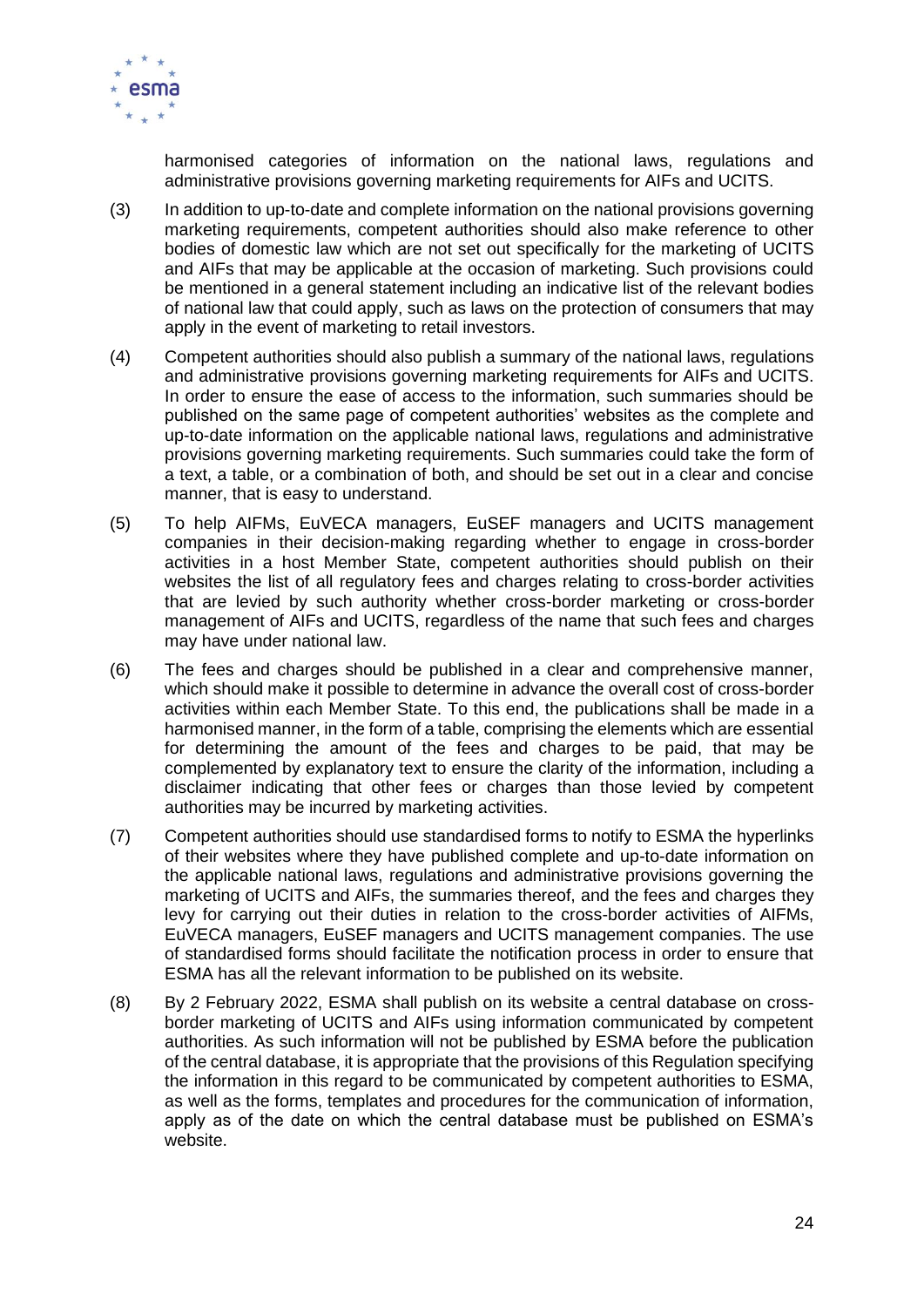harmonised categories of information on the national laws, regulations and administrative provisions governing marketing requirements for AIFs and UCITS.

(3) In addition to up-to-date and complete information on the national provisions governing marketing requirements, competent authorities should also make reference to other bodies of domestic law which are not set out specifically for the marketing of UCITS and AIFs that may be applicable at the occasion of marketing. Such provisions could be mentioned in a general statement including an indicative list of the relevant bodies of national law that could apply, such as laws on the protection of consumers that may apply in the event of marketing to retail investors.

(4) Competent authorities should also publish a summary of the national laws, regulations and administrative provisions governing marketing requirements for AIFs and UCITS. In order to ensure the ease of access to the information, such summaries should be published on the same page of competent authorities' websites as the complete and up-to-date information on the applicable national laws, regulations and administrative provisions governing marketing requirements. Such summaries could take the form of a text, a table, or a combination of both, and should be set out in a clear and concise manner, that is easy to understand.

(5) To help AIFMs, EuVECA managers, EuSEF managers and UCITS management companies in their decision-making regarding whether to engage in cross-border activities in a host Member State, competent authorities should publish on their websites the list of all regulatory fees and charges relating to cross-border activities that are levied by such authority whether cross-border marketing or cross-border management of AIFs and UCITS, regardless of the name that such fees and charges may have under national law.

(6) The fees and charges should be published in a clear and comprehensive manner, which should make it possible to determine in advance the overall cost of cross-border activities within each Member State. To this end, the publications shall be made in a harmonised manner, in the form of a table, comprising the elements which are essential for determining the amount of the fees and charges to be paid, that may be complemented by explanatory text to ensure the clarity of the information, including a disclaimer indicating that other fees or charges than those levied by competent authorities may be incurred by marketing activities.

(7) Competent authorities should use standardised forms to notify to ESMA the hyperlinks of their websites where they have published complete and up-to-date information on the applicable national laws, regulations and administrative provisions governing the marketing of UCITS and AIFs, the summaries thereof, and the fees and charges they levy for carrying out their duties in relation to the cross-border activities of AIFMs, EuVECA managers, EuSEF managers and UCITS management companies. The use of standardised forms should facilitate the notification process in order to ensure that ESMA has all the relevant information to be published on its website.

(8) By 2 February 2022, ESMA shall publish on its website a central database on cross-border marketing of UCITS and AIFs using information communicated by competent authorities. As such information will not be published by ESMA before the publication of the central database, it is appropriate that the provisions of this Regulation specifying the information in this regard to be communicated by competent authorities to ESMA, as well as the forms, templates and procedures for the communication of information, apply as of the date on which the central database must be published on ESMA's website.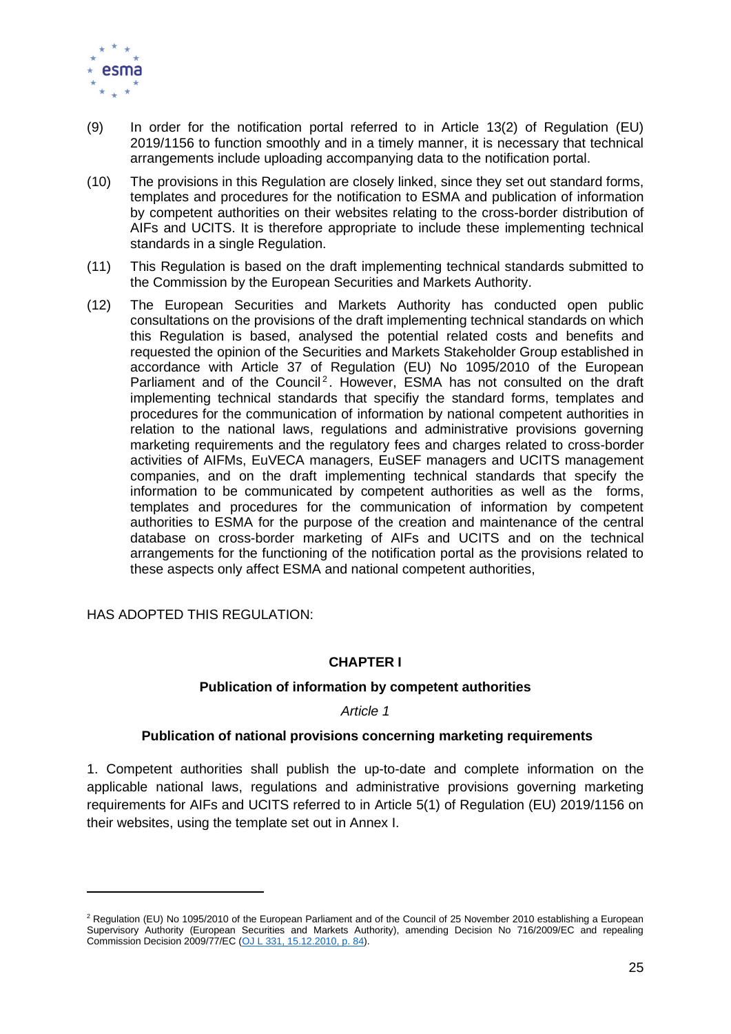(9) In order for the notification portal referred to in Article 13(2) of Regulation (EU) 2019/1156 to function smoothly and in a timely manner, it is necessary that technical arrangements include uploading accompanying data to the notification portal.

(10) The provisions in this Regulation are closely linked, since they set out standard forms, templates and procedures for the notification to ESMA and publication of information by competent authorities on their websites relating to the cross-border distribution of AIFs and UCITS. It is therefore appropriate to include these implementing technical standards in a single Regulation.

(11) This Regulation is based on the draft implementing technical standards submitted to the Commission by the European Securities and Markets Authority.

(12) The European Securities and Markets Authority has conducted open public consultations on the provisions of the draft implementing technical standards on which this Regulation is based, analysed the potential related costs and benefits and requested the opinion of the Securities and Markets Stakeholder Group established in accordance with Article 37 of Regulation (EU) No 1095/2010 of the European Parliament and of the Council[2]. However, ESMA has not consulted on the draft implementing technical standards that specifiy the standard forms, templates and procedures for the communication of information by national competent authorities in relation to the national laws, regulations and administrative provisions governing marketing requirements and the regulatory fees and charges related to cross-border activities of AIFMs, EuVECA managers, EuSEF managers and UCITS management companies, and on the draft implementing technical standards that specify the information to be communicated by competent authorities as well as the forms, templates and procedures for the communication of information by competent authorities to ESMA for the purpose of the creation and maintenance of the central database on cross-border marketing of AIFs and UCITS and on the technical arrangements for the functioning of the notification portal as the provisions related to these aspects only affect ESMA and national competent authorities,

HAS ADOPTED THIS REGULATION:

## CHAPTER I

### Publication of information by competent authorities

*Article 1*

#### Publication of national provisions concerning marketing requirements

1. Competent authorities shall publish the up-to-date and complete information on the applicable national laws, regulations and administrative provisions governing marketing requirements for AIFs and UCITS referred to in Article 5(1) of Regulation (EU) 2019/1156 on their websites, using the template set out in Annex I.

---

[2] Regulation (EU) No 1095/2010 of the European Parliament and of the Council of 25 November 2010 establishing a European Supervisory Authority (European Securities and Markets Authority), amending Decision No 716/2009/EC and repealing Commission Decision 2009/77/EC (OJ L 331, 15.12.2010, p. 84).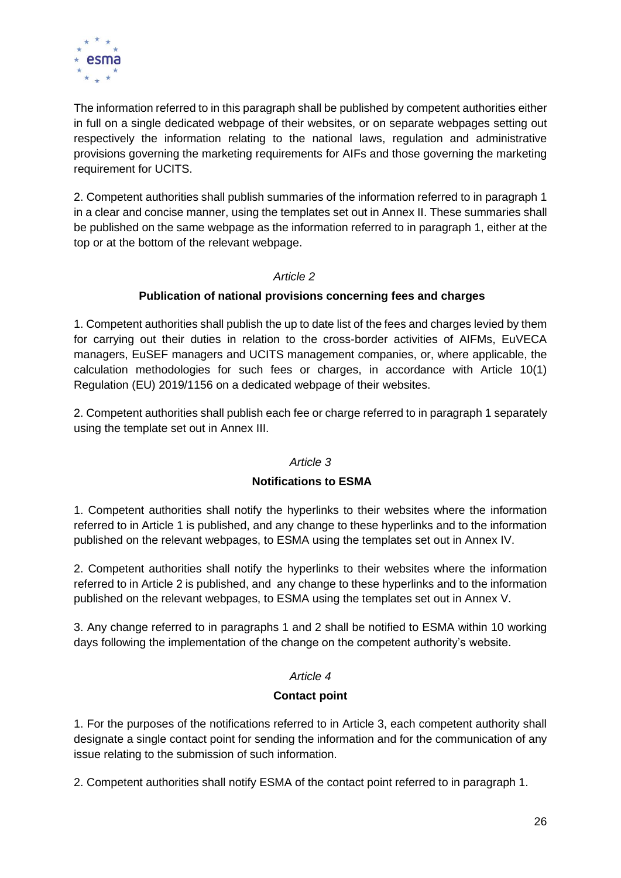The information referred to in this paragraph shall be published by competent authorities either in full on a single dedicated webpage of their websites, or on separate webpages setting out respectively the information relating to the national laws, regulation and administrative provisions governing the marketing requirements for AIFs and those governing the marketing requirement for UCITS.

2. Competent authorities shall publish summaries of the information referred to in paragraph 1 in a clear and concise manner, using the templates set out in Annex II. These summaries shall be published on the same webpage as the information referred to in paragraph 1, either at the top or at the bottom of the relevant webpage.

*Article 2*

**Publication of national provisions concerning fees and charges**

1. Competent authorities shall publish the up to date list of the fees and charges levied by them for carrying out their duties in relation to the cross-border activities of AIFMs, EuVECA managers, EuSEF managers and UCITS management companies, or, where applicable, the calculation methodologies for such fees or charges, in accordance with Article 10(1) Regulation (EU) 2019/1156 on a dedicated webpage of their websites.

2. Competent authorities shall publish each fee or charge referred to in paragraph 1 separately using the template set out in Annex III.

*Article 3*

**Notifications to ESMA**

1. Competent authorities shall notify the hyperlinks to their websites where the information referred to in Article 1 is published, and any change to these hyperlinks and to the information published on the relevant webpages, to ESMA using the templates set out in Annex IV.

2. Competent authorities shall notify the hyperlinks to their websites where the information referred to in Article 2 is published, and any change to these hyperlinks and to the information published on the relevant webpages, to ESMA using the templates set out in Annex V.

3. Any change referred to in paragraphs 1 and 2 shall be notified to ESMA within 10 working days following the implementation of the change on the competent authority's website.

*Article 4*

**Contact point**

1. For the purposes of the notifications referred to in Article 3, each competent authority shall designate a single contact point for sending the information and for the communication of any issue relating to the submission of such information.

2. Competent authorities shall notify ESMA of the contact point referred to in paragraph 1.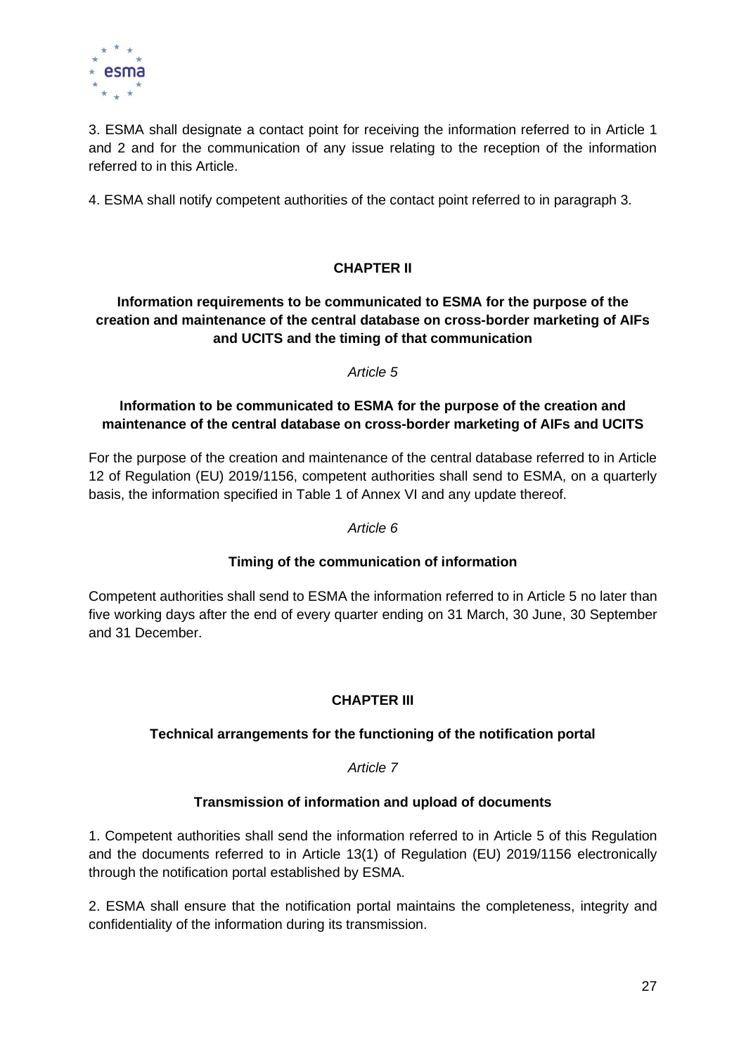3. ESMA shall designate a contact point for receiving the information referred to in Article 1 and 2 and for the communication of any issue relating to the reception of the information referred to in this Article.

4. ESMA shall notify competent authorities of the contact point referred to in paragraph 3.

## CHAPTER II

### Information requirements to be communicated to ESMA for the purpose of the creation and maintenance of the central database on cross-border marketing of AIFs and UCITS and the timing of that communication

*Article 5*

### Information to be communicated to ESMA for the purpose of the creation and maintenance of the central database on cross-border marketing of AIFs and UCITS

For the purpose of the creation and maintenance of the central database referred to in Article 12 of Regulation (EU) 2019/1156, competent authorities shall send to ESMA, on a quarterly basis, the information specified in Table 1 of Annex VI and any update thereof.

*Article 6*

### Timing of the communication of information

Competent authorities shall send to ESMA the information referred to in Article 5 no later than five working days after the end of every quarter ending on 31 March, 30 June, 30 September and 31 December.

## CHAPTER III

### Technical arrangements for the functioning of the notification portal

*Article 7*

### Transmission of information and upload of documents

1. Competent authorities shall send the information referred to in Article 5 of this Regulation and the documents referred to in Article 13(1) of Regulation (EU) 2019/1156 electronically through the notification portal established by ESMA.

2. ESMA shall ensure that the notification portal maintains the completeness, integrity and confidentiality of the information during its transmission.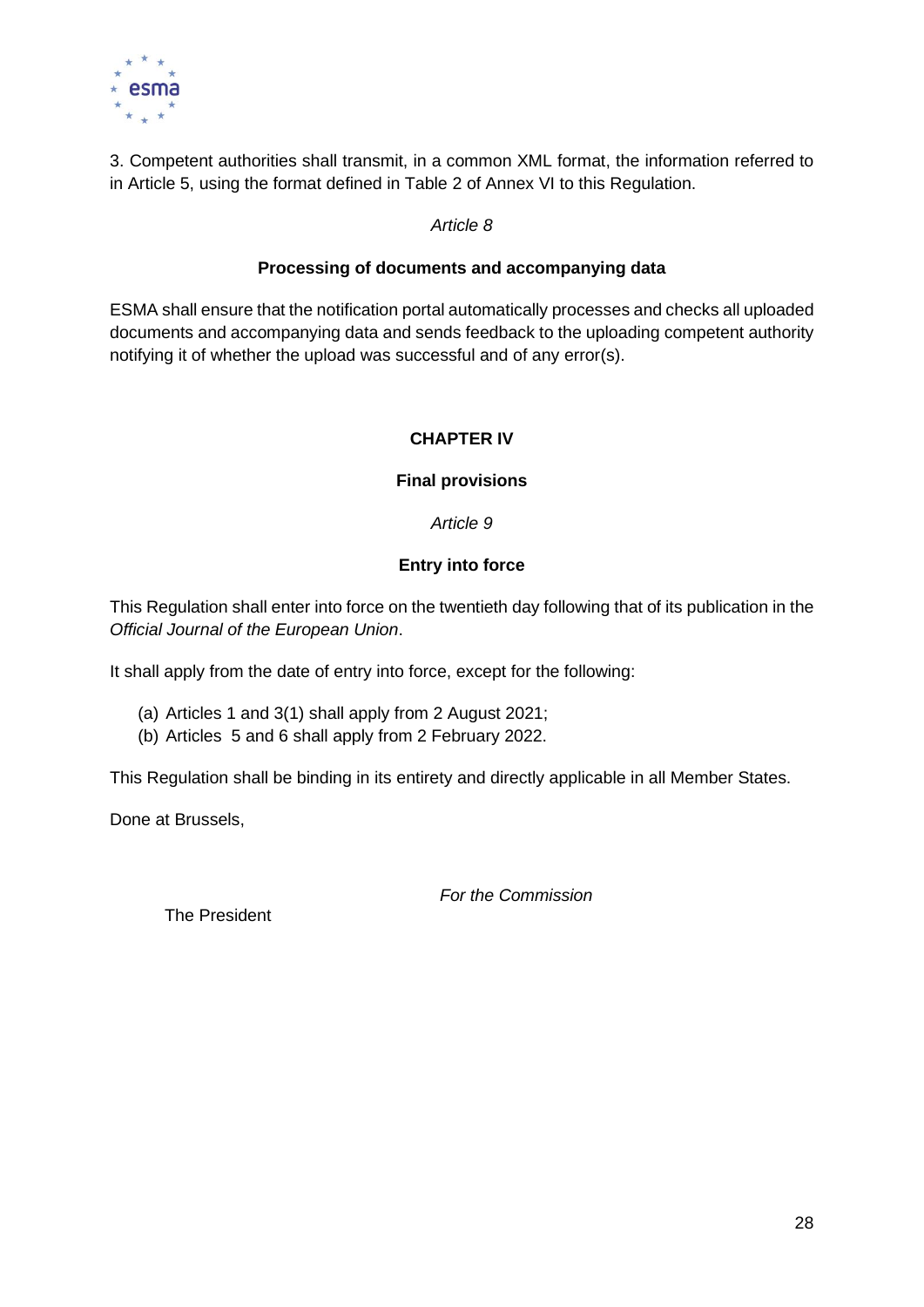3. Competent authorities shall transmit, in a common XML format, the information referred to in Article 5, using the format defined in Table 2 of Annex VI to this Regulation.

*Article 8*

**Processing of documents and accompanying data**

ESMA shall ensure that the notification portal automatically processes and checks all uploaded documents and accompanying data and sends feedback to the uploading competent authority notifying it of whether the upload was successful and of any error(s).

**CHAPTER IV**

**Final provisions**

*Article 9*

**Entry into force**

This Regulation shall enter into force on the twentieth day following that of its publication in the *Official Journal of the European Union*.

It shall apply from the date of entry into force, except for the following:

(a) Articles 1 and 3(1) shall apply from 2 August 2021;
(b) Articles 5 and 6 shall apply from 2 February 2022.

This Regulation shall be binding in its entirety and directly applicable in all Member States.

Done at Brussels,

*For the Commission*

The President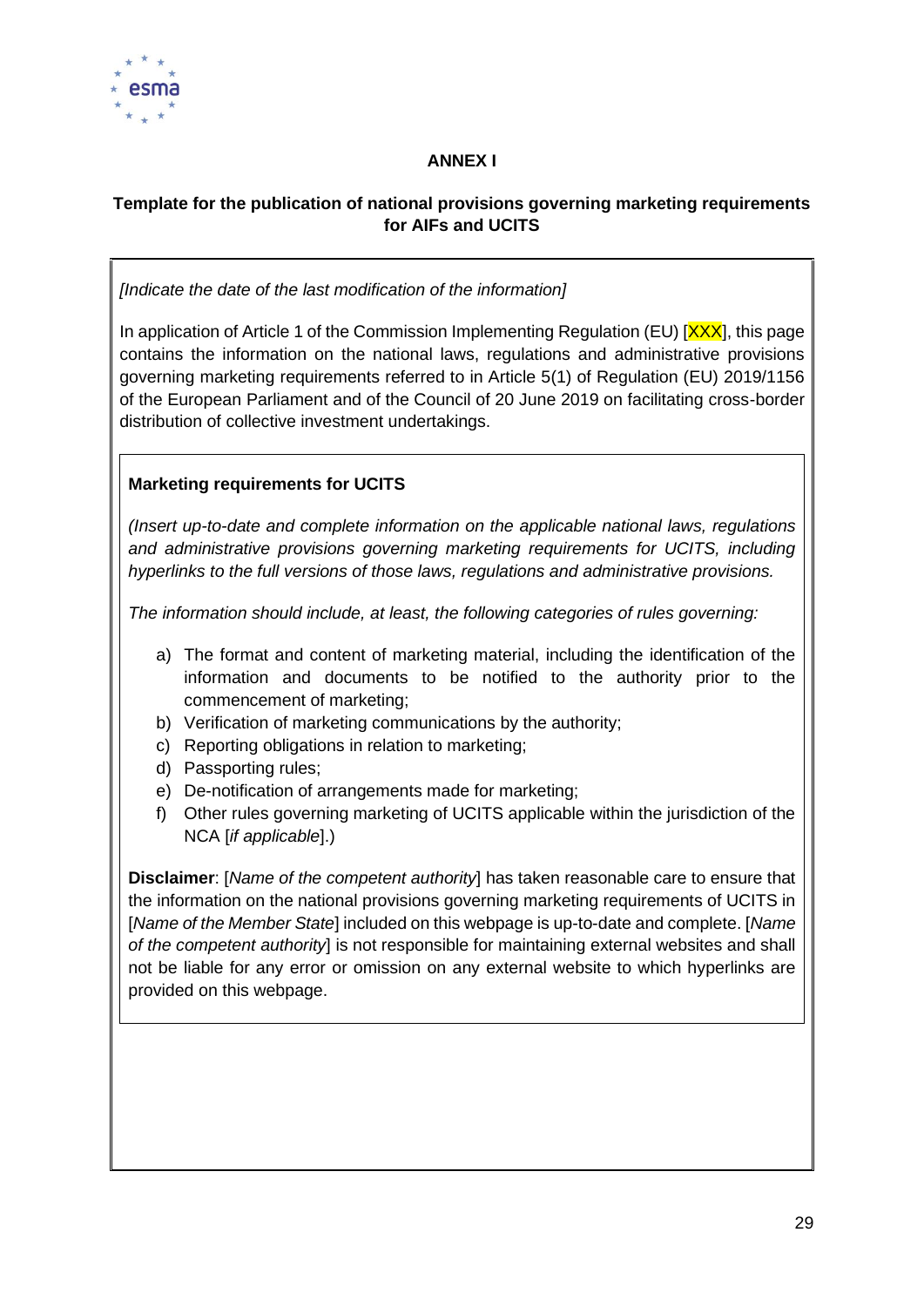## ANNEX I

### Template for the publication of national provisions governing marketing requirements for AIFs and UCITS

*[Indicate the date of the last modification of the information]*

In application of Article 1 of the Commission Implementing Regulation (EU) [XXX], this page contains the information on the national laws, regulations and administrative provisions governing marketing requirements referred to in Article 5(1) of Regulation (EU) 2019/1156 of the European Parliament and of the Council of 20 June 2019 on facilitating cross-border distribution of collective investment undertakings.

**Marketing requirements for UCITS**

*(Insert up-to-date and complete information on the applicable national laws, regulations and administrative provisions governing marketing requirements for UCITS, including hyperlinks to the full versions of those laws, regulations and administrative provisions.*

*The information should include, at least, the following categories of rules governing:*

a) The format and content of marketing material, including the identification of the information and documents to be notified to the authority prior to the commencement of marketing;
b) Verification of marketing communications by the authority;
c) Reporting obligations in relation to marketing;
d) Passporting rules;
e) De-notification of arrangements made for marketing;
f) Other rules governing marketing of UCITS applicable within the jurisdiction of the NCA [*if applicable*].)

**Disclaimer**: [*Name of the competent authority*] has taken reasonable care to ensure that the information on the national provisions governing marketing requirements of UCITS in [*Name of the Member State*] included on this webpage is up-to-date and complete. [*Name of the competent authority*] is not responsible for maintaining external websites and shall not be liable for any error or omission on any external website to which hyperlinks are provided on this webpage.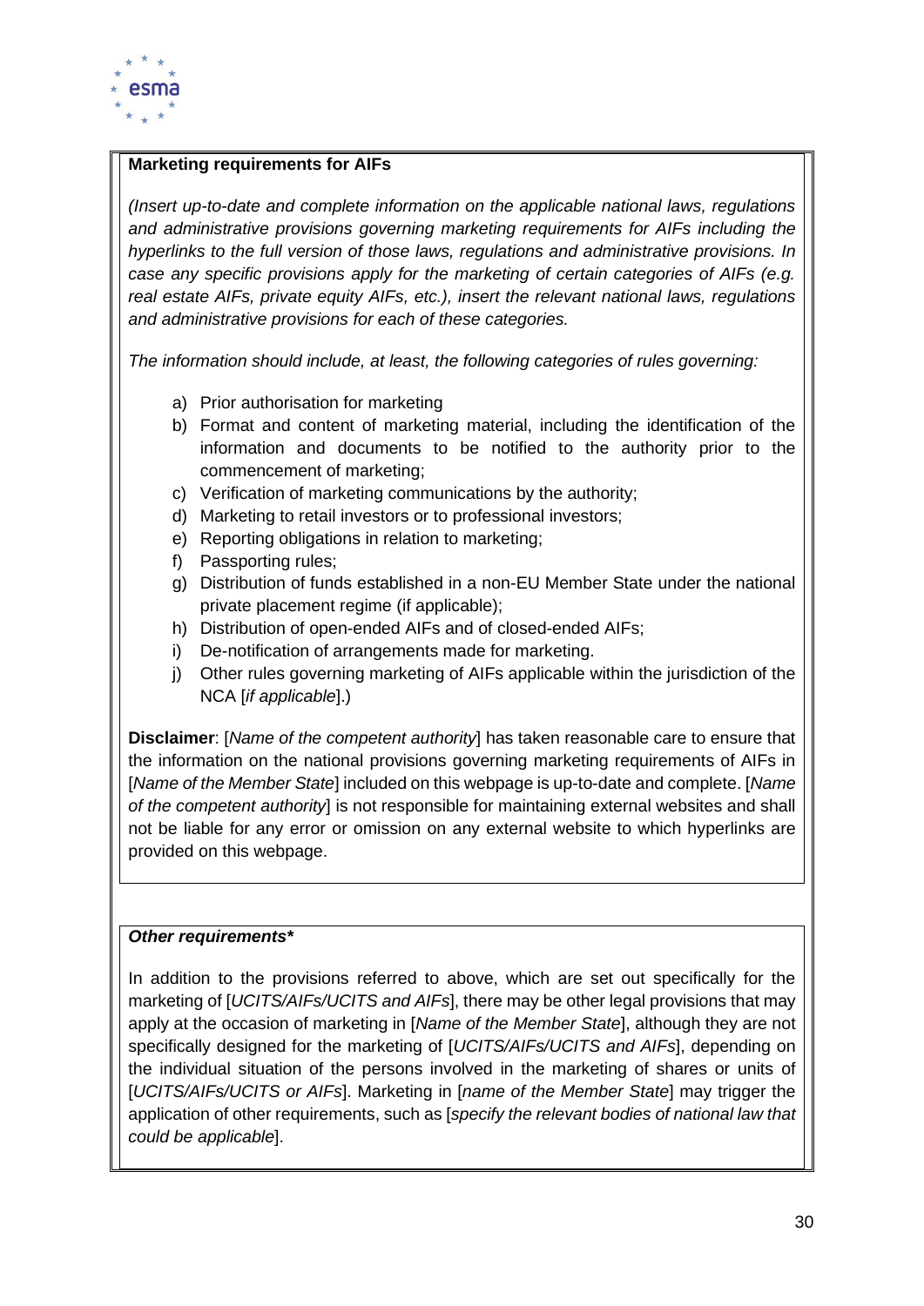**Marketing requirements for AIFs**

*(Insert up-to-date and complete information on the applicable national laws, regulations and administrative provisions governing marketing requirements for AIFs including the hyperlinks to the full version of those laws, regulations and administrative provisions. In case any specific provisions apply for the marketing of certain categories of AIFs (e.g. real estate AIFs, private equity AIFs, etc.), insert the relevant national laws, regulations and administrative provisions for each of these categories.*

*The information should include, at least, the following categories of rules governing:*

a) Prior authorisation for marketing
b) Format and content of marketing material, including the identification of the information and documents to be notified to the authority prior to the commencement of marketing;
c) Verification of marketing communications by the authority;
d) Marketing to retail investors or to professional investors;
e) Reporting obligations in relation to marketing;
f) Passporting rules;
g) Distribution of funds established in a non-EU Member State under the national private placement regime (if applicable);
h) Distribution of open-ended AIFs and of closed-ended AIFs;
i) De-notification of arrangements made for marketing.
j) Other rules governing marketing of AIFs applicable within the jurisdiction of the NCA [*if applicable*].)

**Disclaimer**: [*Name of the competent authority*] has taken reasonable care to ensure that the information on the national provisions governing marketing requirements of AIFs in [*Name of the Member State*] included on this webpage is up-to-date and complete. [*Name of the competent authority*] is not responsible for maintaining external websites and shall not be liable for any error or omission on any external website to which hyperlinks are provided on this webpage.

***Other requirements****

In addition to the provisions referred to above, which are set out specifically for the marketing of [*UCITS/AIFs/UCITS and AIFs*], there may be other legal provisions that may apply at the occasion of marketing in [*Name of the Member State*], although they are not specifically designed for the marketing of [*UCITS/AIFs/UCITS and AIFs*], depending on the individual situation of the persons involved in the marketing of shares or units of [*UCITS/AIFs/UCITS or AIFs*]. Marketing in [*name of the Member State*] may trigger the application of other requirements, such as [*specify the relevant bodies of national law that could be applicable*].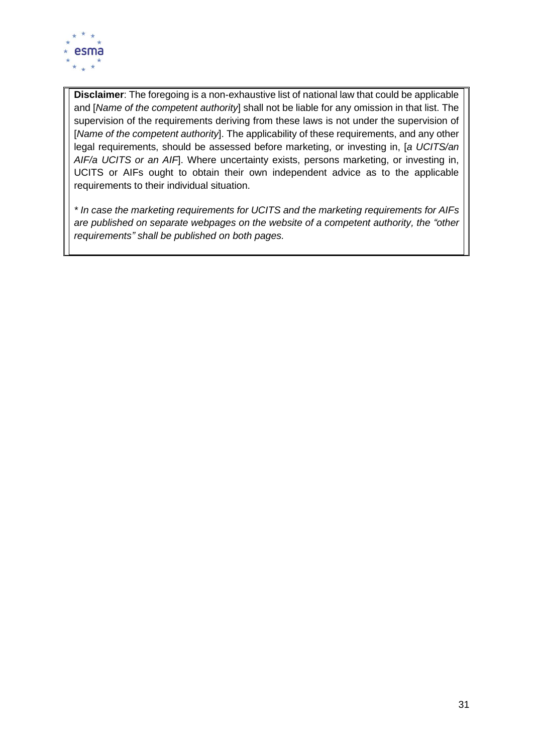**Disclaimer**: The foregoing is a non-exhaustive list of national law that could be applicable and [*Name of the competent authority*] shall not be liable for any omission in that list. The supervision of the requirements deriving from these laws is not under the supervision of [*Name of the competent authority*]. The applicability of these requirements, and any other legal requirements, should be assessed before marketing, or investing in, [*a UCITS/an AIF/a UCITS or an AIF*]. Where uncertainty exists, persons marketing, or investing in, UCITS or AIFs ought to obtain their own independent advice as to the applicable requirements to their individual situation.

*\* In case the marketing requirements for UCITS and the marketing requirements for AIFs are published on separate webpages on the website of a competent authority, the "other requirements" shall be published on both pages.*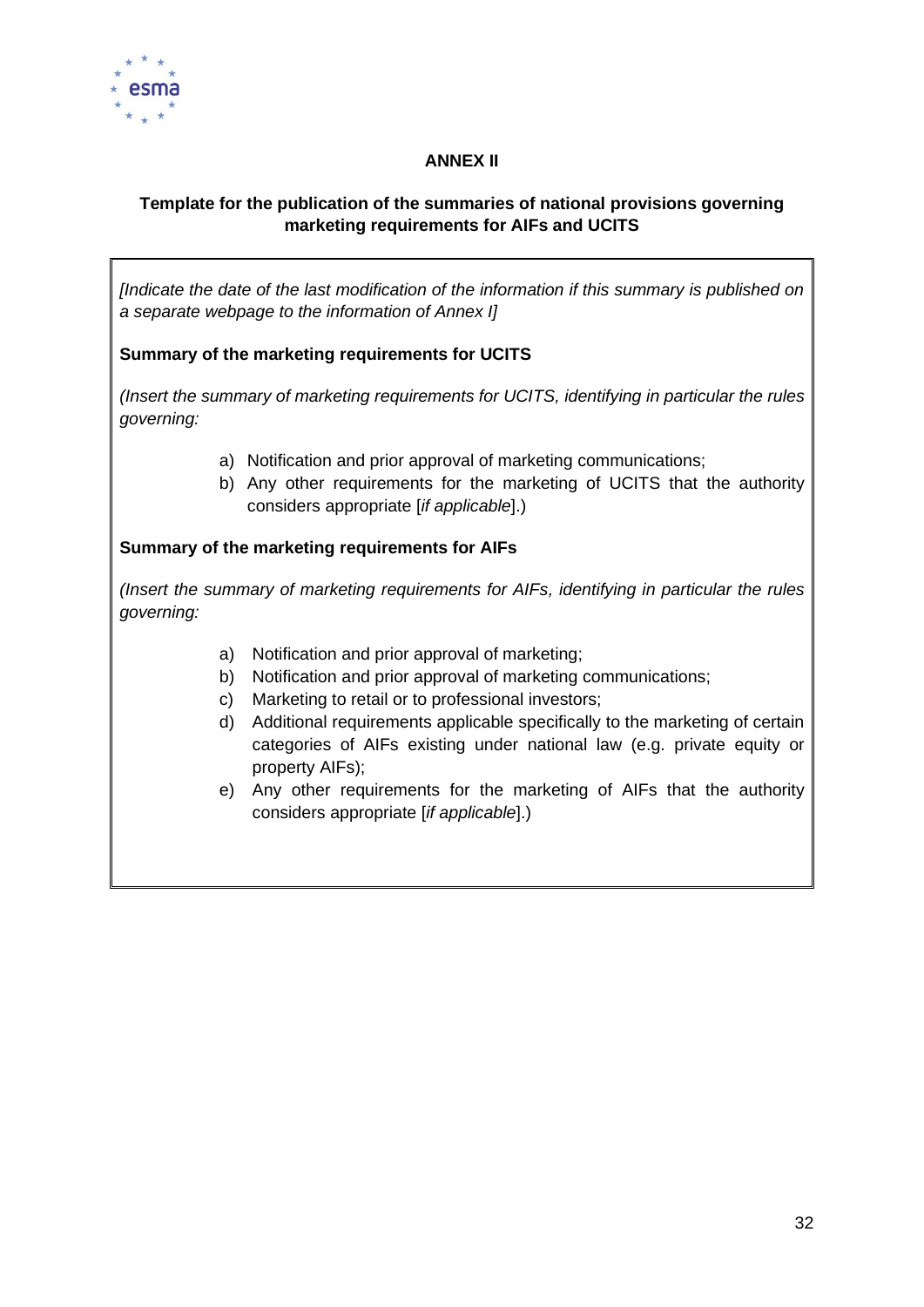**ANNEX II**

**Template for the publication of the summaries of national provisions governing marketing requirements for AIFs and UCITS**

*[Indicate the date of the last modification of the information if this summary is published on a separate webpage to the information of Annex I]*

**Summary of the marketing requirements for UCITS**

*(Insert the summary of marketing requirements for UCITS, identifying in particular the rules governing:*

a) Notification and prior approval of marketing communications;
b) Any other requirements for the marketing of UCITS that the authority considers appropriate [*if applicable*].)

**Summary of the marketing requirements for AIFs**

*(Insert the summary of marketing requirements for AIFs, identifying in particular the rules governing:*

a) Notification and prior approval of marketing;
b) Notification and prior approval of marketing communications;
c) Marketing to retail or to professional investors;
d) Additional requirements applicable specifically to the marketing of certain categories of AIFs existing under national law (e.g. private equity or property AIFs);
e) Any other requirements for the marketing of AIFs that the authority considers appropriate [*if applicable*].)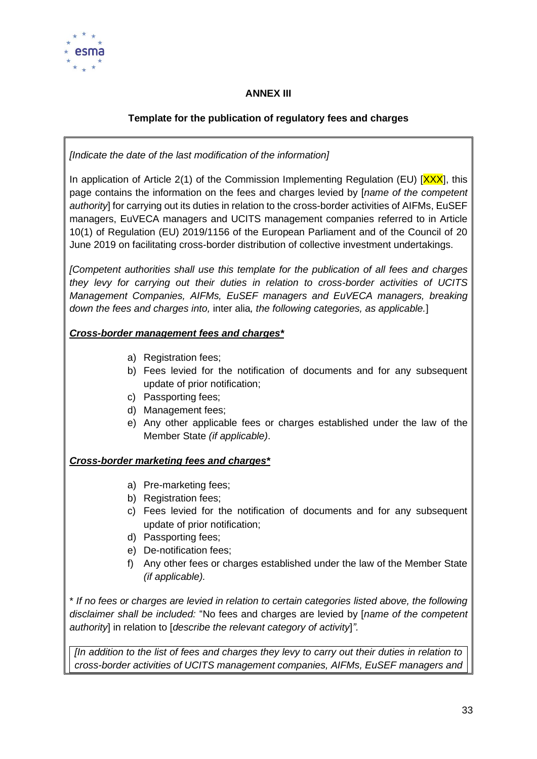## ANNEX III

### Template for the publication of regulatory fees and charges

*[Indicate the date of the last modification of the information]*

In application of Article 2(1) of the Commission Implementing Regulation (EU) [XXX], this page contains the information on the fees and charges levied by [*name of the competent authority*] for carrying out its duties in relation to the cross-border activities of AIFMs, EuSEF managers, EuVECA managers and UCITS management companies referred to in Article 10(1) of Regulation (EU) 2019/1156 of the European Parliament and of the Council of 20 June 2019 on facilitating cross-border distribution of collective investment undertakings.

*[Competent authorities shall use this template for the publication of all fees and charges they levy for carrying out their duties in relation to cross-border activities of UCITS Management Companies, AIFMs, EuSEF managers and EuVECA managers, breaking down the fees and charges into,* inter alia*, the following categories, as applicable.*]

***Cross-border management fees and charges****

a) Registration fees;
b) Fees levied for the notification of documents and for any subsequent update of prior notification;
c) Passporting fees;
d) Management fees;
e) Any other applicable fees or charges established under the law of the Member State *(if applicable)*.

***Cross-border marketing fees and charges****

a) Pre-marketing fees;
b) Registration fees;
c) Fees levied for the notification of documents and for any subsequent update of prior notification;
d) Passporting fees;
e) De-notification fees;
f) Any other fees or charges established under the law of the Member State *(if applicable).*

\* *If no fees or charges are levied in relation to certain categories listed above, the following disclaimer shall be included:* "No fees and charges are levied by [*name of the competent authority*] in relation to [*describe the relevant category of activity*]*".*

*[In addition to the list of fees and charges they levy to carry out their duties in relation to cross-border activities of UCITS management companies, AIFMs, EuSEF managers and*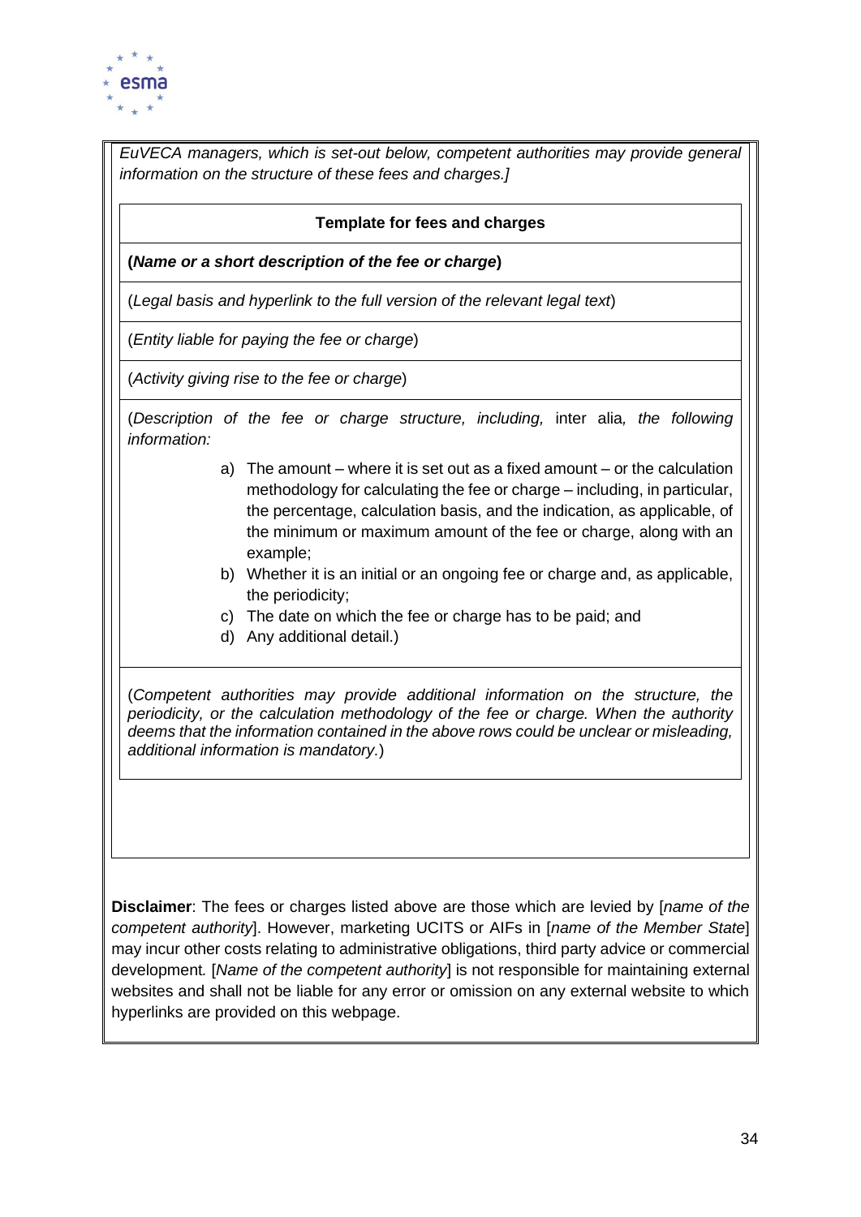*EuVECA managers, which is set-out below, competent authorities may provide general information on the structure of these fees and charges.]*

| **Template for fees and charges** |
|---|
| **(*Name or a short description of the fee or charge*)** |
| (*Legal basis and hyperlink to the full version of the relevant legal text*) |
| (*Entity liable for paying the fee or charge*) |
| (*Activity giving rise to the fee or charge*) |
| (*Description of the fee or charge structure, including,* inter alia*, the following information:*<br>a) The amount – where it is set out as a fixed amount – or the calculation methodology for calculating the fee or charge – including, in particular, the percentage, calculation basis, and the indication, as applicable, of the minimum or maximum amount of the fee or charge, along with an example;<br>b) Whether it is an initial or an ongoing fee or charge and, as applicable, the periodicity;<br>c) The date on which the fee or charge has to be paid; and<br>d) Any additional detail.) |
| (*Competent authorities may provide additional information on the structure, the periodicity, or the calculation methodology of the fee or charge. When the authority deems that the information contained in the above rows could be unclear or misleading, additional information is mandatory.*) |

**Disclaimer**: The fees or charges listed above are those which are levied by [*name of the competent authority*]. However, marketing UCITS or AIFs in [*name of the Member State*] may incur other costs relating to administrative obligations, third party advice or commercial development*.* [*Name of the competent authority*] is not responsible for maintaining external websites and shall not be liable for any error or omission on any external website to which hyperlinks are provided on this webpage.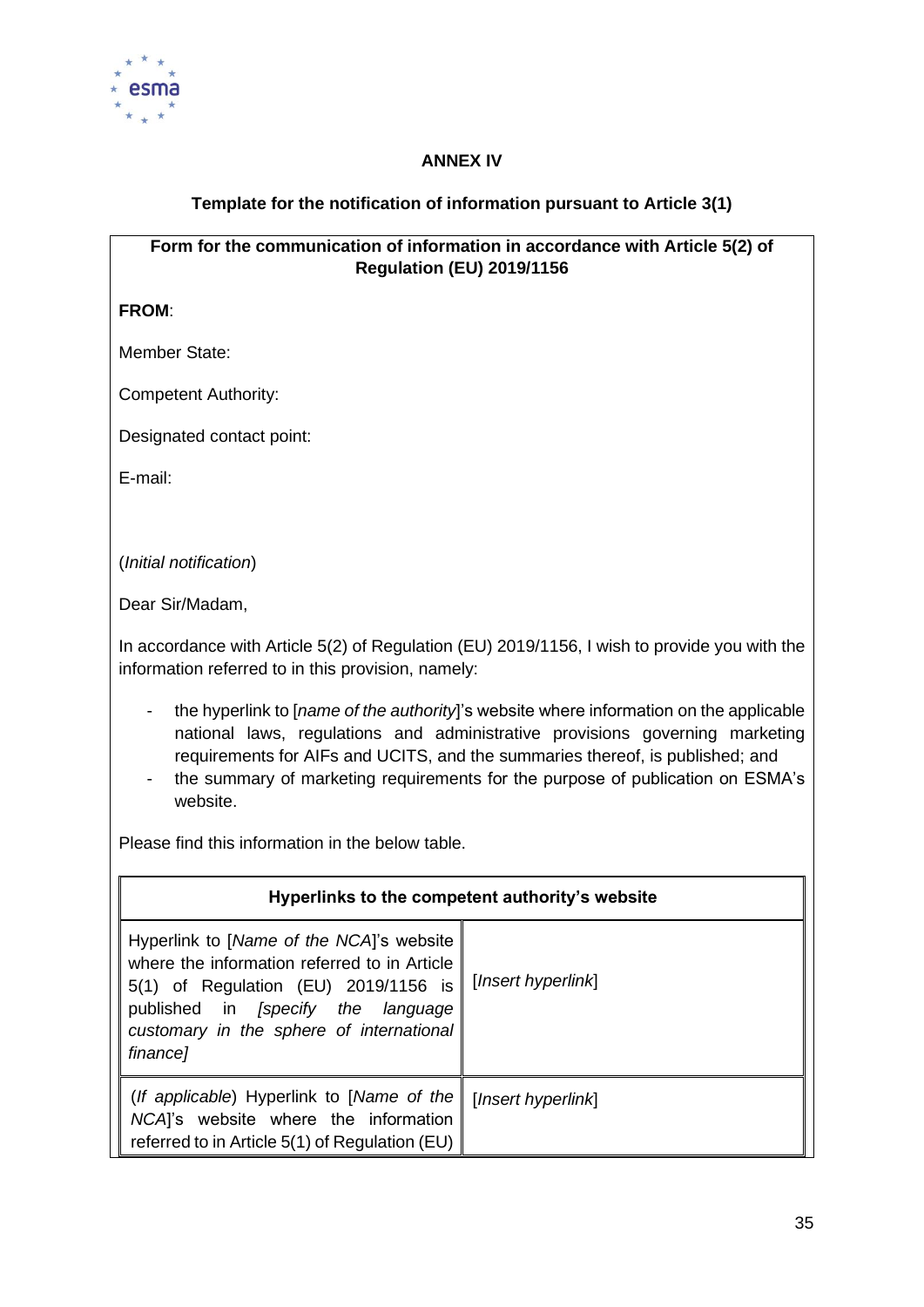**ANNEX IV**

**Template for the notification of information pursuant to Article 3(1)**

**Form for the communication of information in accordance with Article 5(2) of Regulation (EU) 2019/1156**

**FROM**:

Member State:

Competent Authority:

Designated contact point:

E-mail:

(*Initial notification*)

Dear Sir/Madam,

In accordance with Article 5(2) of Regulation (EU) 2019/1156, I wish to provide you with the information referred to in this provision, namely:

- the hyperlink to [*name of the authority*]'s website where information on the applicable national laws, regulations and administrative provisions governing marketing requirements for AIFs and UCITS, and the summaries thereof, is published; and
- the summary of marketing requirements for the purpose of publication on ESMA's website.

Please find this information in the below table.

| **Hyperlinks to the competent authority's website** | |
|---|---|
| Hyperlink to [*Name of the NCA*]'s website where the information referred to in Article 5(1) of Regulation (EU) 2019/1156 is published in *[specify the language customary in the sphere of international finance]* | [*Insert hyperlink*] |
| (*If applicable*) Hyperlink to [*Name of the NCA*]'s website where the information referred to in Article 5(1) of Regulation (EU) | [*Insert hyperlink*] |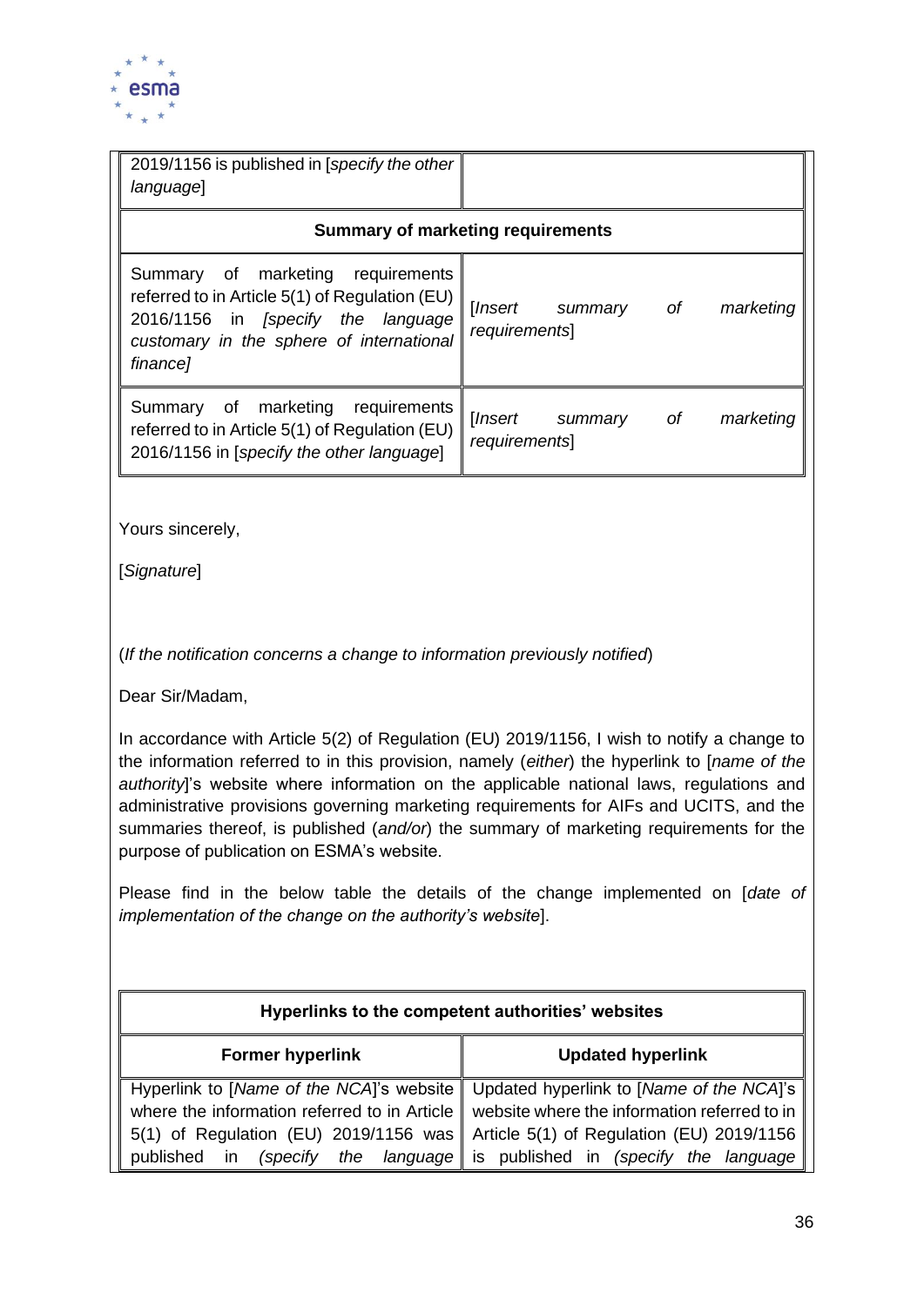| | |
|---|---|
| 2019/1156 is published in [*specify the other language*] | |
| **Summary of marketing requirements** | |
| Summary of marketing requirements referred to in Article 5(1) of Regulation (EU) 2016/1156 in *[specify the language customary in the sphere of international finance]* | [*Insert summary of marketing requirements*] |
| Summary of marketing requirements referred to in Article 5(1) of Regulation (EU) 2016/1156 in [*specify the other language*] | [*Insert summary of marketing requirements*] |

Yours sincerely,

[*Signature*]

(*If the notification concerns a change to information previously notified*)

Dear Sir/Madam,

In accordance with Article 5(2) of Regulation (EU) 2019/1156, I wish to notify a change to the information referred to in this provision, namely (*either*) the hyperlink to [*name of the authority*]'s website where information on the applicable national laws, regulations and administrative provisions governing marketing requirements for AIFs and UCITS, and the summaries thereof, is published (*and/or*) the summary of marketing requirements for the purpose of publication on ESMA's website.

Please find in the below table the details of the change implemented on [*date of implementation of the change on the authority's website*].

| **Hyperlinks to the competent authorities' websites** | |
|---|---|
| **Former hyperlink** | **Updated hyperlink** |
| Hyperlink to [*Name of the NCA*]'s website where the information referred to in Article 5(1) of Regulation (EU) 2019/1156 was published in *(specify the language* | Updated hyperlink to [*Name of the NCA*]'s website where the information referred to in Article 5(1) of Regulation (EU) 2019/1156 is published in *(specify the language* |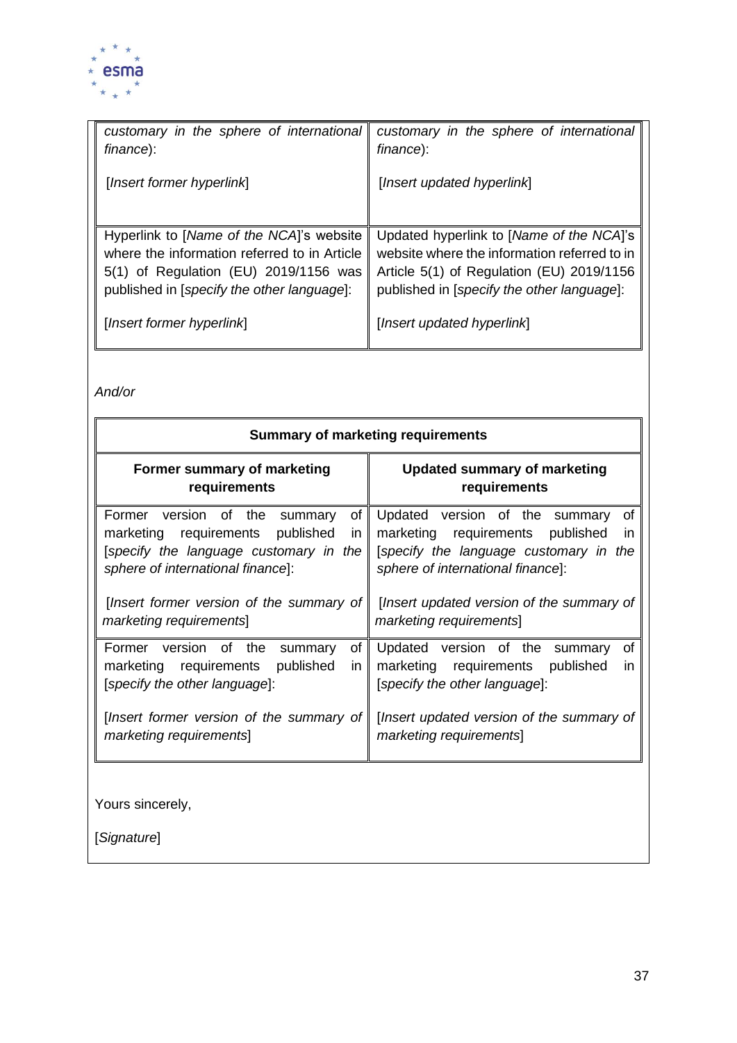| | |
|---|---|
| *customary in the sphere of international finance*):<br><br>[*Insert former hyperlink*] | *customary in the sphere of international finance*):<br><br>[*Insert updated hyperlink*] |
| Hyperlink to [*Name of the NCA*]'s website where the information referred to in Article 5(1) of Regulation (EU) 2019/1156 was published in [*specify the other language*]:<br><br>[*Insert former hyperlink*] | Updated hyperlink to [*Name of the NCA*]'s website where the information referred to in Article 5(1) of Regulation (EU) 2019/1156 published in [*specify the other language*]:<br><br>[*Insert updated hyperlink*] |

*And/or*

| **Summary of marketing requirements** | |
|---|---|
| **Former summary of marketing requirements** | **Updated summary of marketing requirements** |
| Former version of the summary of marketing requirements published in [*specify the language customary in the sphere of international finance*]:<br><br>[*Insert former version of the summary of marketing requirements*] | Updated version of the summary of marketing requirements published in [*specify the language customary in the sphere of international finance*]:<br><br>[*Insert updated version of the summary of marketing requirements*] |
| Former version of the summary of marketing requirements published in [*specify the other language*]:<br><br>[*Insert former version of the summary of marketing requirements*] | Updated version of the summary of marketing requirements published in [*specify the other language*]:<br><br>[*Insert updated version of the summary of marketing requirements*] |

Yours sincerely,

[*Signature*]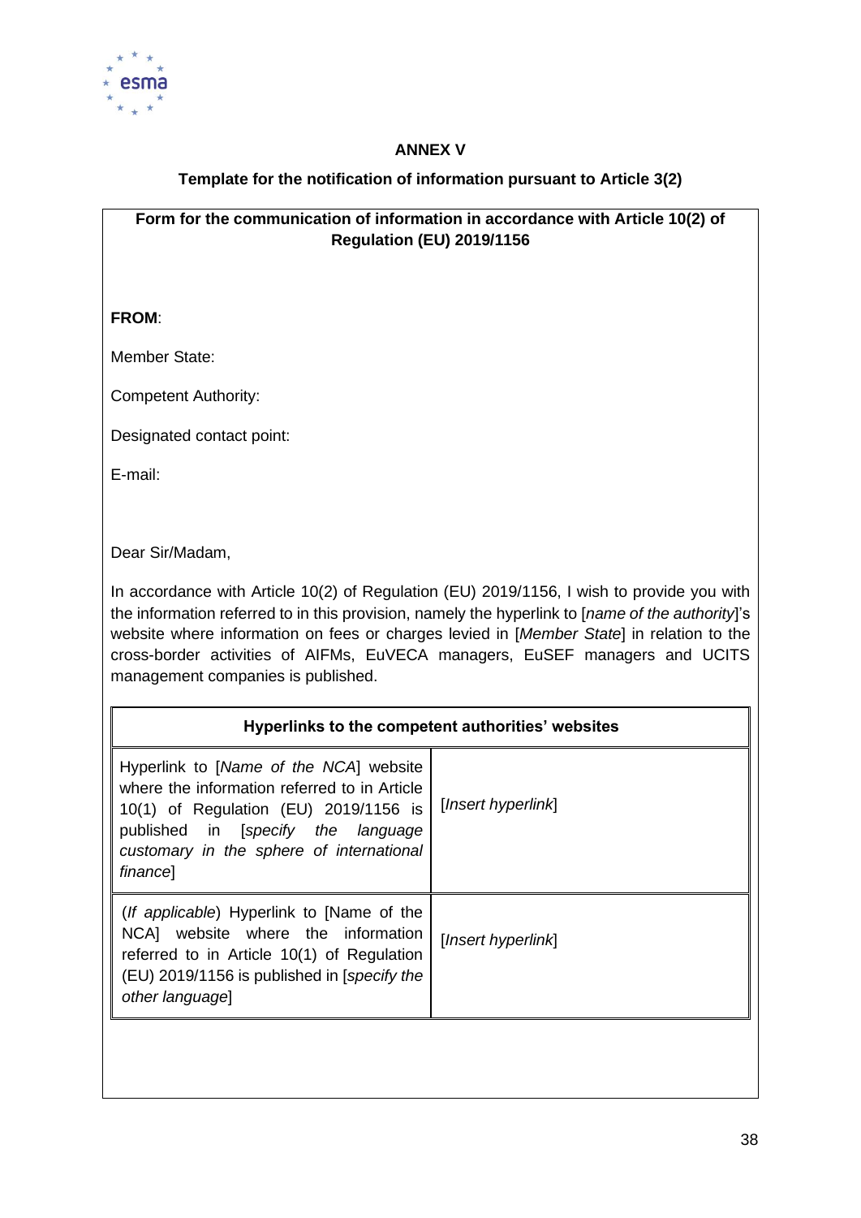**ANNEX V**

**Template for the notification of information pursuant to Article 3(2)**

**Form for the communication of information in accordance with Article 10(2) of Regulation (EU) 2019/1156**

**FROM**:

Member State:

Competent Authority:

Designated contact point:

E-mail:

Dear Sir/Madam,

In accordance with Article 10(2) of Regulation (EU) 2019/1156, I wish to provide you with the information referred to in this provision, namely the hyperlink to [*name of the authority*]'s website where information on fees or charges levied in [*Member State*] in relation to the cross-border activities of AIFMs, EuVECA managers, EuSEF managers and UCITS management companies is published.

| **Hyperlinks to the competent authorities' websites** | |
|---|---|
| Hyperlink to [*Name of the NCA*] website where the information referred to in Article 10(1) of Regulation (EU) 2019/1156 is published in [*specify the language customary in the sphere of international finance*] | [*Insert hyperlink*] |
| (*If applicable*) Hyperlink to [Name of the NCA] website where the information referred to in Article 10(1) of Regulation (EU) 2019/1156 is published in [*specify the other language*] | [*Insert hyperlink*] |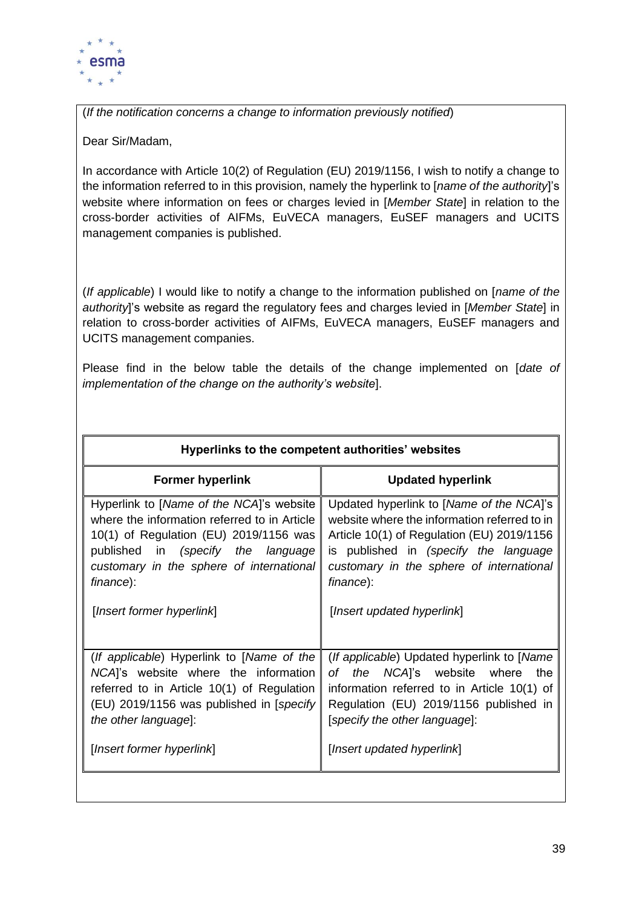(*If the notification concerns a change to information previously notified*)

Dear Sir/Madam,

In accordance with Article 10(2) of Regulation (EU) 2019/1156, I wish to notify a change to the information referred to in this provision, namely the hyperlink to [*name of the authority*]'s website where information on fees or charges levied in [*Member State*] in relation to the cross-border activities of AIFMs, EuVECA managers, EuSEF managers and UCITS management companies is published.

(*If applicable*) I would like to notify a change to the information published on [*name of the authority*]'s website as regard the regulatory fees and charges levied in [*Member State*] in relation to cross-border activities of AIFMs, EuVECA managers, EuSEF managers and UCITS management companies.

Please find in the below table the details of the change implemented on [*date of implementation of the change on the authority's website*].

| **Hyperlinks to the competent authorities' websites** | |
|---|---|
| **Former hyperlink** | **Updated hyperlink** |
| Hyperlink to [*Name of the NCA*]'s website where the information referred to in Article 10(1) of Regulation (EU) 2019/1156 was published in *(specify the language customary in the sphere of international finance*): <br><br> [*Insert former hyperlink*] | Updated hyperlink to [*Name of the NCA*]'s website where the information referred to in Article 10(1) of Regulation (EU) 2019/1156 is published in *(specify the language customary in the sphere of international finance*): <br><br> [*Insert updated hyperlink*] |
| (*If applicable*) Hyperlink to [*Name of the NCA*]'s website where the information referred to in Article 10(1) of Regulation (EU) 2019/1156 was published in [*specify the other language*]: <br><br> [*Insert former hyperlink*] | (*If applicable*) Updated hyperlink to [*Name of the NCA*]'s website where the information referred to in Article 10(1) of Regulation (EU) 2019/1156 published in [*specify the other language*]: <br><br> [*Insert updated hyperlink*] |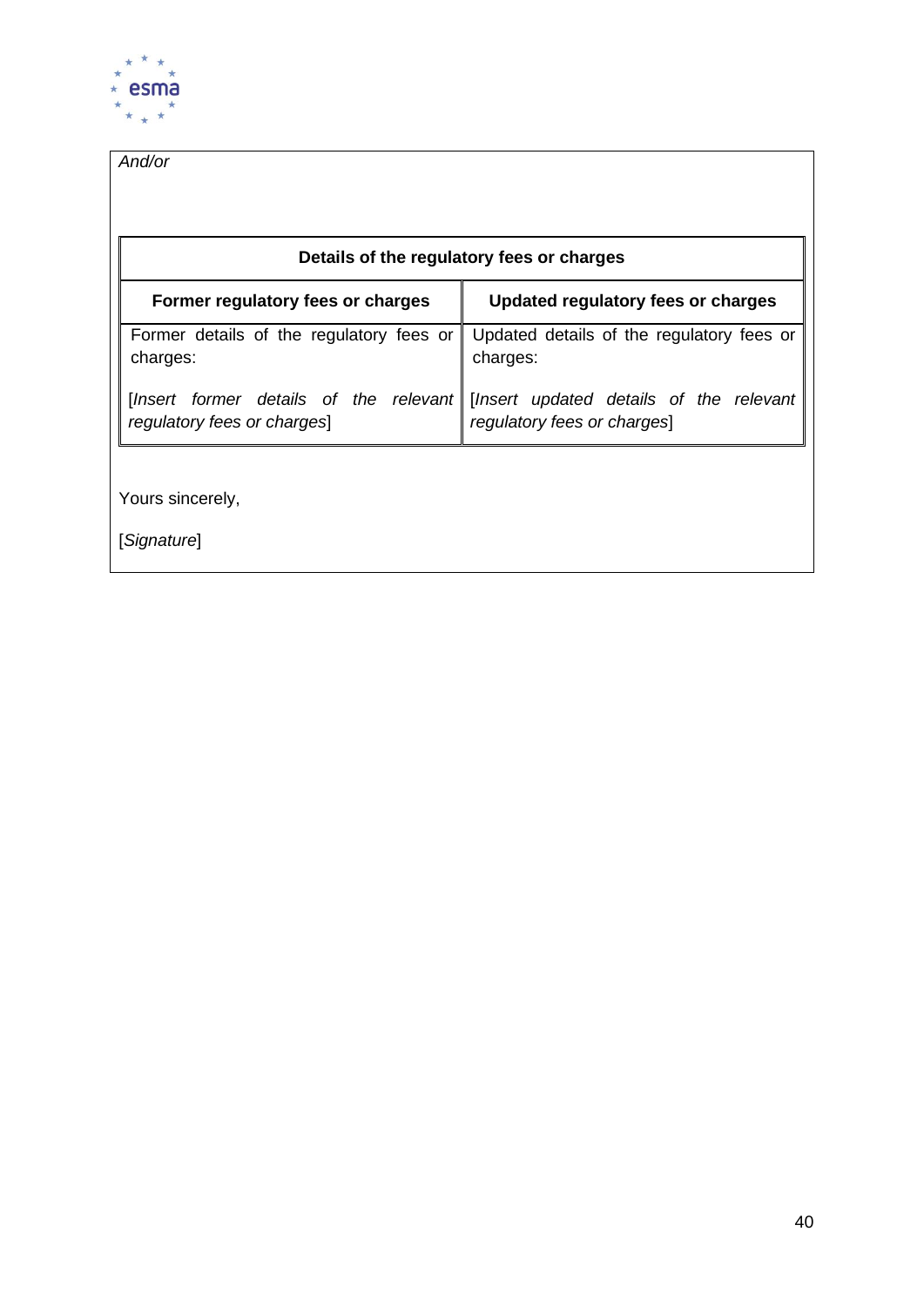*And/or*

| Details of the regulatory fees or charges | |
|---|---|
| **Former regulatory fees or charges** | **Updated regulatory fees or charges** |
| Former details of the regulatory fees or charges:<br><br>[*Insert former details of the relevant regulatory fees or charges*] | Updated details of the regulatory fees or charges:<br><br>[*Insert updated details of the relevant regulatory fees or charges*] |

Yours sincerely,

[*Signature*]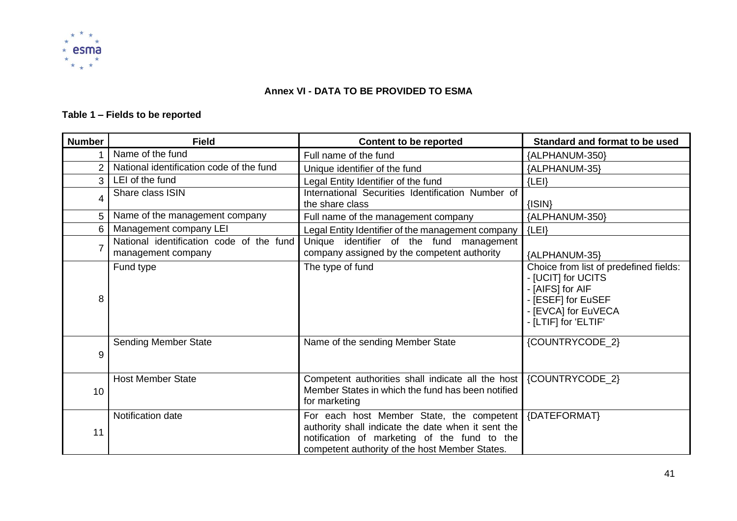**Annex VI - DATA TO BE PROVIDED TO ESMA**

**Table 1 – Fields to be reported**

| Number | Field | Content to be reported | Standard and format to be used |
|---|---|---|---|
| 1 | Name of the fund | Full name of the fund | {ALPHANUM-350} |
| 2 | National identification code of the fund | Unique identifier of the fund | {ALPHANUM-35} |
| 3 | LEI of the fund | Legal Entity Identifier of the fund | {LEI} |
| 4 | Share class ISIN | International Securities Identification Number of the share class | {ISIN} |
| 5 | Name of the management company | Full name of the management company | {ALPHANUM-350} |
| 6 | Management company LEI | Legal Entity Identifier of the management company | {LEI} |
| 7 | National identification code of the fund management company | Unique identifier of the fund management company assigned by the competent authority | {ALPHANUM-35} |
| 8 | Fund type | The type of fund | Choice from list of predefined fields:<br>- [UCIT] for UCITS<br>- [AIFS] for AIF<br>- [ESEF] for EuSEF<br>- [EVCA] for EuVECA<br>- [LTIF] for 'ELTIF' |
| 9 | Sending Member State | Name of the sending Member State | {COUNTRYCODE_2} |
| 10 | Host Member State | Competent authorities shall indicate all the host Member States in which the fund has been notified for marketing | {COUNTRYCODE_2} |
| 11 | Notification date | For each host Member State, the competent authority shall indicate the date when it sent the notification of marketing of the fund to the competent authority of the host Member States. | {DATEFORMAT} |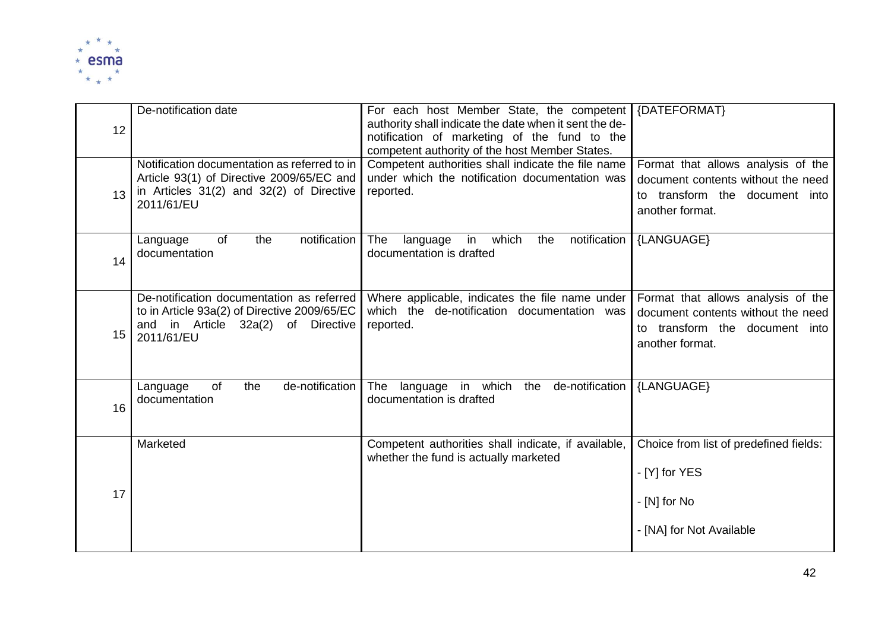| | | | |
|---|---|---|---|
| 12 | De-notification date | For each host Member State, the competent authority shall indicate the date when it sent the de-notification of marketing of the fund to the competent authority of the host Member States. | {DATEFORMAT} |
| 13 | Notification documentation as referred to in Article 93(1) of Directive 2009/65/EC and in Articles 31(2) and 32(2) of Directive 2011/61/EU | Competent authorities shall indicate the file name under which the notification documentation was reported. | Format that allows analysis of the document contents without the need to transform the document into another format. |
| 14 | Language of the notification documentation | The language in which the notification documentation is drafted | {LANGUAGE} |
| 15 | De-notification documentation as referred to in Article 93a(2) of Directive 2009/65/EC and in Article 32a(2) of Directive 2011/61/EU | Where applicable, indicates the file name under which the de-notification documentation was reported. | Format that allows analysis of the document contents without the need to transform the document into another format. |
| 16 | Language of the de-notification documentation | The language in which the de-notification documentation is drafted | {LANGUAGE} |
| 17 | Marketed | Competent authorities shall indicate, if available, whether the fund is actually marketed | Choice from list of predefined fields:<br><br>- [Y] for YES<br><br>- [N] for No<br><br>- [NA] for Not Available |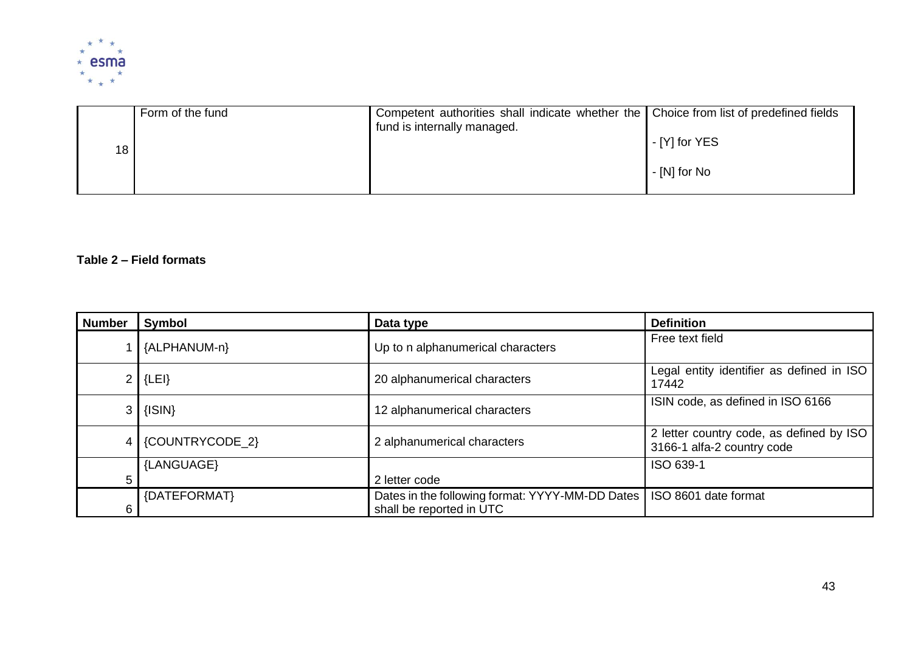| | | | |
|---|---|---|---|
| 18 | Form of the fund | Competent authorities shall indicate whether the fund is internally managed. | Choice from list of predefined fields<br><br>- [Y] for YES<br><br>- [N] for No |

**Table 2 – Field formats**

| Number | Symbol | Data type | Definition |
|---|---|---|---|
| 1 | {ALPHANUM-n} | Up to n alphanumerical characters | Free text field |
| 2 | {LEI} | 20 alphanumerical characters | Legal entity identifier as defined in ISO 17442 |
| 3 | {ISIN} | 12 alphanumerical characters | ISIN code, as defined in ISO 6166 |
| 4 | {COUNTRYCODE_2} | 2 alphanumerical characters | 2 letter country code, as defined by ISO 3166-1 alfa-2 country code |
| 5 | {LANGUAGE} | 2 letter code | ISO 639-1 |
| 6 | {DATEFORMAT} | Dates in the following format: YYYY-MM-DD Dates shall be reported in UTC | ISO 8601 date format |